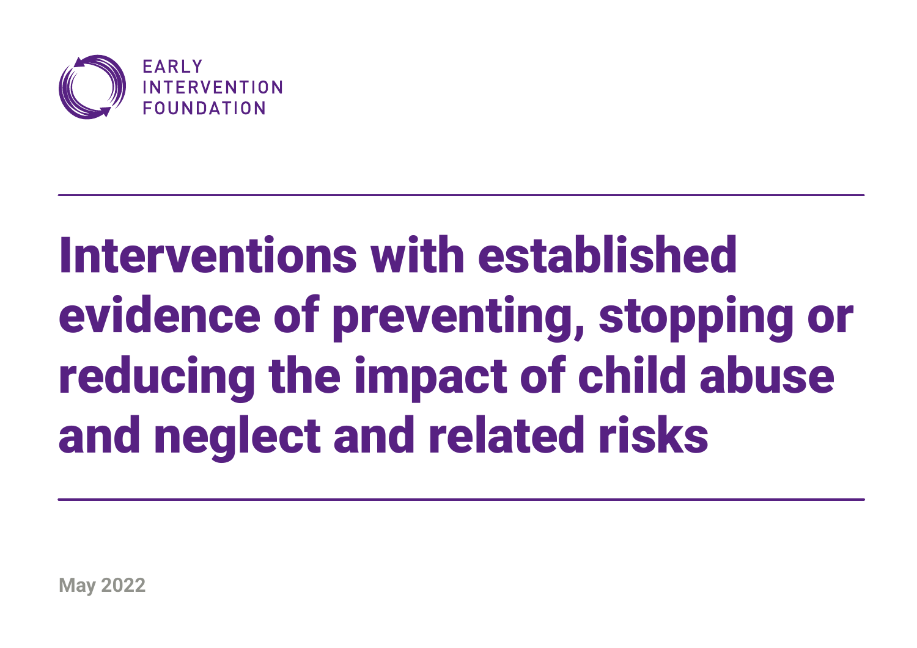EARLY INTERVENTION FOUNDATION

# Interventions with established evidence of preventing, stopping or reducing the impact of child abuse and neglect and related risks

May 2022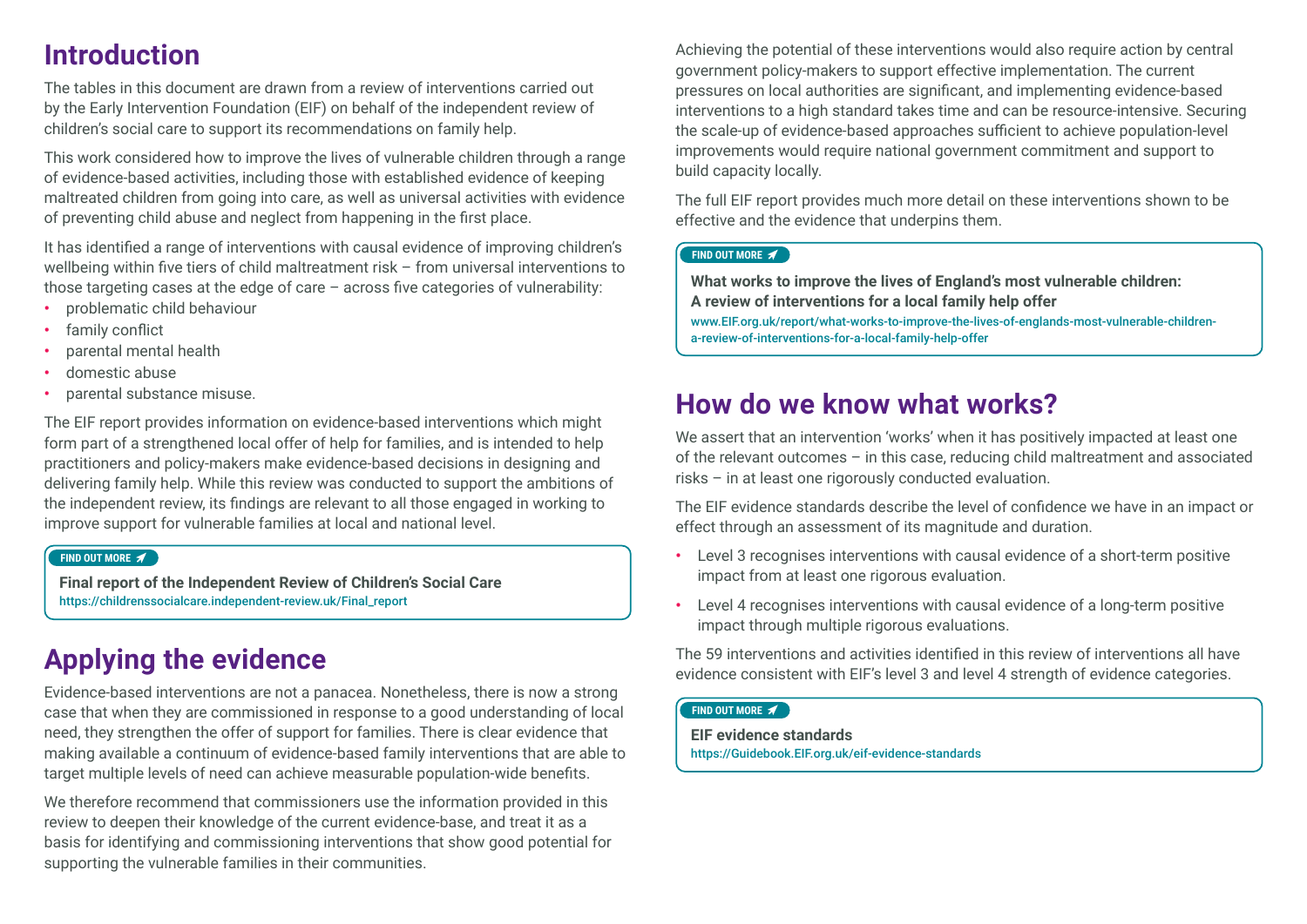# Introduction

The tables in this document are drawn from a review of interventions carried out by the Early Intervention Foundation (EIF) on behalf of the independent review of children's social care to support its recommendations on family help.

This work considered how to improve the lives of vulnerable children through a range of evidence-based activities, including those with established evidence of keeping maltreated children from going into care, as well as universal activities with evidence of preventing child abuse and neglect from happening in the first place.

It has identified a range of interventions with causal evidence of improving children's wellbeing within five tiers of child maltreatment risk – from universal interventions to those targeting cases at the edge of care – across five categories of vulnerability:

- problematic child behaviour
- family conflict
- parental mental health
- domestic abuse
- parental substance misuse.

The EIF report provides information on evidence-based interventions which might form part of a strengthened local offer of help for families, and is intended to help practitioners and policy-makers make evidence-based decisions in designing and delivering family help. While this review was conducted to support the ambitions of the independent review, its findings are relevant to all those engaged in working to improve support for vulnerable families at local and national level.

**FIND OUT MORE**

**Final report of the Independent Review of Children's Social Care**
https://childrenssocialcare.independent-review.uk/Final_report

# Applying the evidence

Evidence-based interventions are not a panacea. Nonetheless, there is now a strong case that when they are commissioned in response to a good understanding of local need, they strengthen the offer of support for families. There is clear evidence that making available a continuum of evidence-based family interventions that are able to target multiple levels of need can achieve measurable population-wide benefits.

We therefore recommend that commissioners use the information provided in this review to deepen their knowledge of the current evidence-base, and treat it as a basis for identifying and commissioning interventions that show good potential for supporting the vulnerable families in their communities.

Achieving the potential of these interventions would also require action by central government policy-makers to support effective implementation. The current pressures on local authorities are significant, and implementing evidence-based interventions to a high standard takes time and can be resource-intensive. Securing the scale-up of evidence-based approaches sufficient to achieve population-level improvements would require national government commitment and support to build capacity locally.

The full EIF report provides much more detail on these interventions shown to be effective and the evidence that underpins them.

**FIND OUT MORE**

**What works to improve the lives of England's most vulnerable children: A review of interventions for a local family help offer**
www.EIF.org.uk/report/what-works-to-improve-the-lives-of-englands-most-vulnerable-children-a-review-of-interventions-for-a-local-family-help-offer

# How do we know what works?

We assert that an intervention 'works' when it has positively impacted at least one of the relevant outcomes – in this case, reducing child maltreatment and associated risks – in at least one rigorously conducted evaluation.

The EIF evidence standards describe the level of confidence we have in an impact or effect through an assessment of its magnitude and duration.

- Level 3 recognises interventions with causal evidence of a short-term positive impact from at least one rigorous evaluation.
- Level 4 recognises interventions with causal evidence of a long-term positive impact through multiple rigorous evaluations.

The 59 interventions and activities identified in this review of interventions all have evidence consistent with EIF's level 3 and level 4 strength of evidence categories.

**FIND OUT MORE**

**EIF evidence standards**
https://Guidebook.EIF.org.uk/eif-evidence-standards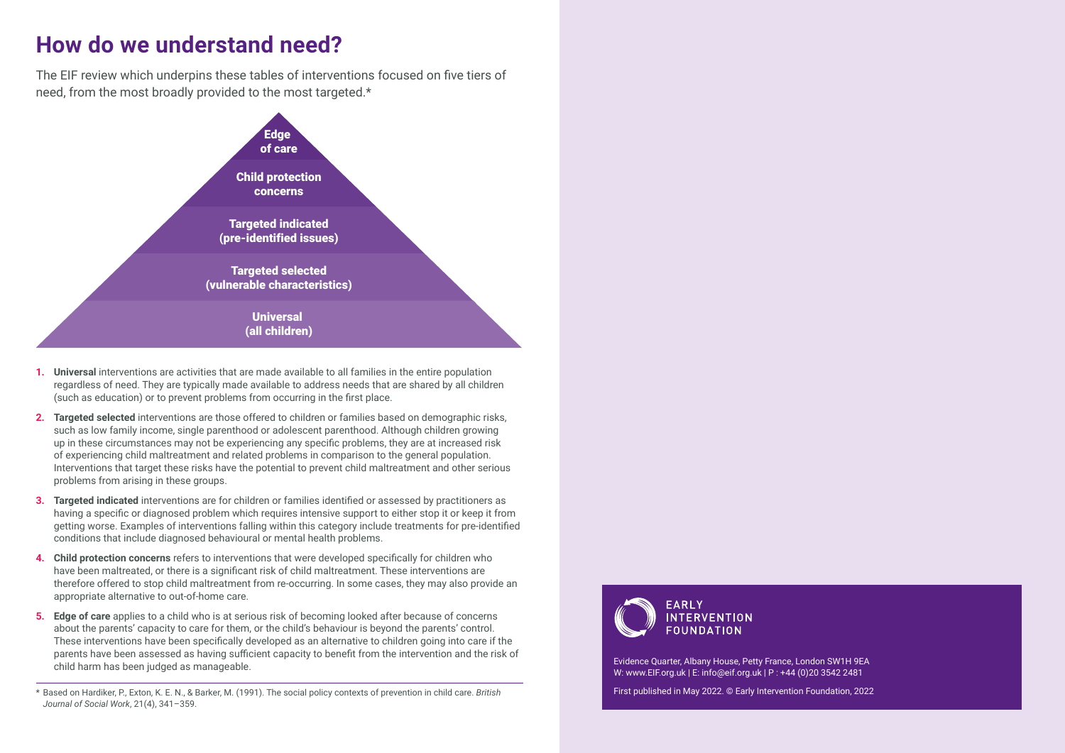# How do we understand need?

The EIF review which underpins these tables of interventions focused on five tiers of need, from the most broadly provided to the most targeted.*

**Edge of care**

**Child protection concerns**

**Targeted indicated (pre-identified issues)**

**Targeted selected (vulnerable characteristics)**

**Universal (all children)**

1. **Universal** interventions are activities that are made available to all families in the entire population regardless of need. They are typically made available to address needs that are shared by all children (such as education) or to prevent problems from occurring in the first place.
2. **Targeted selected** interventions are those offered to children or families based on demographic risks, such as low family income, single parenthood or adolescent parenthood. Although children growing up in these circumstances may not be experiencing any specific problems, they are at increased risk of experiencing child maltreatment and related problems in comparison to the general population. Interventions that target these risks have the potential to prevent child maltreatment and other serious problems from arising in these groups.
3. **Targeted indicated** interventions are for children or families identified or assessed by practitioners as having a specific or diagnosed problem which requires intensive support to either stop it or keep it from getting worse. Examples of interventions falling within this category include treatments for pre-identified conditions that include diagnosed behavioural or mental health problems.
4. **Child protection concerns** refers to interventions that were developed specifically for children who have been maltreated, or there is a significant risk of child maltreatment. These interventions are therefore offered to stop child maltreatment from re-occurring. In some cases, they may also provide an appropriate alternative to out-of-home care.
5. **Edge of care** applies to a child who is at serious risk of becoming looked after because of concerns about the parents' capacity to care for them, or the child's behaviour is beyond the parents' control. These interventions have been specifically developed as an alternative to children going into care if the parents have been assessed as having sufficient capacity to benefit from the intervention and the risk of child harm has been judged as manageable.

\* Based on Hardiker, P., Exton, K. E. N., & Barker, M. (1991). The social policy contexts of prevention in child care. *British Journal of Social Work*, 21(4), 341–359.

EARLY INTERVENTION FOUNDATION

Evidence Quarter, Albany House, Petty France, London SW1H 9EA
W: www.EIF.org.uk | E: info@eif.org.uk | P : +44 (0)20 3542 2481

First published in May 2022. © Early Intervention Foundation, 2022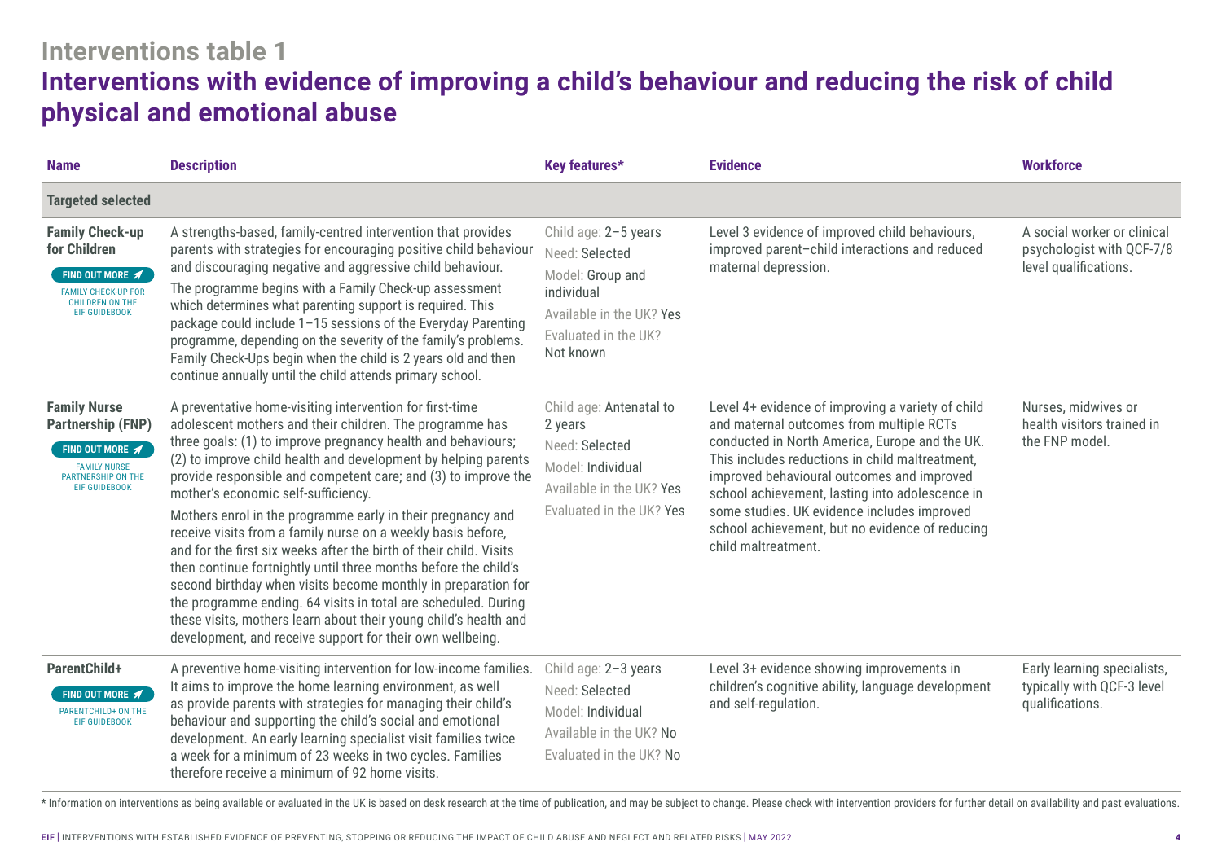## Interventions table 1

# Interventions with evidence of improving a child's behaviour and reducing the risk of child physical and emotional abuse

| Name | Description | Key features* | Evidence | Workforce |
|---|---|---|---|---|
| **Targeted selected** | | | | |
| **Family Check-up for Children** FIND OUT MORE FAMILY CHECK-UP FOR CHILDREN ON THE EIF GUIDEBOOK | A strengths-based, family-centred intervention that provides parents with strategies for encouraging positive child behaviour and discouraging negative and aggressive child behaviour. The programme begins with a Family Check-up assessment which determines what parenting support is required. This package could include 1–15 sessions of the Everyday Parenting programme, depending on the severity of the family's problems. Family Check-Ups begin when the child is 2 years old and then continue annually until the child attends primary school. | Child age: 2–5 years Need: Selected Model: Group and individual Available in the UK? Yes Evaluated in the UK? Not known | Level 3 evidence of improved child behaviours, improved parent–child interactions and reduced maternal depression. | A social worker or clinical psychologist with QCF-7/8 level qualifications. |
| **Family Nurse Partnership (FNP)** FIND OUT MORE FAMILY NURSE PARTNERSHIP ON THE EIF GUIDEBOOK | A preventative home-visiting intervention for first-time adolescent mothers and their children. The programme has three goals: (1) to improve pregnancy health and behaviours; (2) to improve child health and development by helping parents provide responsible and competent care; and (3) to improve the mother's economic self-sufficiency. Mothers enrol in the programme early in their pregnancy and receive visits from a family nurse on a weekly basis before, and for the first six weeks after the birth of their child. Visits then continue fortnightly until three months before the child's second birthday when visits become monthly in preparation for the programme ending. 64 visits in total are scheduled. During these visits, mothers learn about their young child's health and development, and receive support for their own wellbeing. | Child age: Antenatal to 2 years Need: Selected Model: Individual Available in the UK? Yes Evaluated in the UK? Yes | Level 4+ evidence of improving a variety of child and maternal outcomes from multiple RCTs conducted in North America, Europe and the UK. This includes reductions in child maltreatment, improved behavioural outcomes and improved school achievement, lasting into adolescence in some studies. UK evidence includes improved school achievement, but no evidence of reducing child maltreatment. | Nurses, midwives or health visitors trained in the FNP model. |
| **ParentChild+** FIND OUT MORE PARENTCHILD+ ON THE EIF GUIDEBOOK | A preventive home-visiting intervention for low-income families. It aims to improve the home learning environment, as well as provide parents with strategies for managing their child's behaviour and supporting the child's social and emotional development. An early learning specialist visit families twice a week for a minimum of 23 weeks in two cycles. Families therefore receive a minimum of 92 home visits. | Child age: 2–3 years Need: Selected Model: Individual Available in the UK? No Evaluated in the UK? No | Level 3+ evidence showing improvements in children's cognitive ability, language development and self-regulation. | Early learning specialists, typically with QCF-3 level qualifications. |

\* Information on interventions as being available or evaluated in the UK is based on desk research at the time of publication, and may be subject to change. Please check with intervention providers for further detail on availability and past evaluations.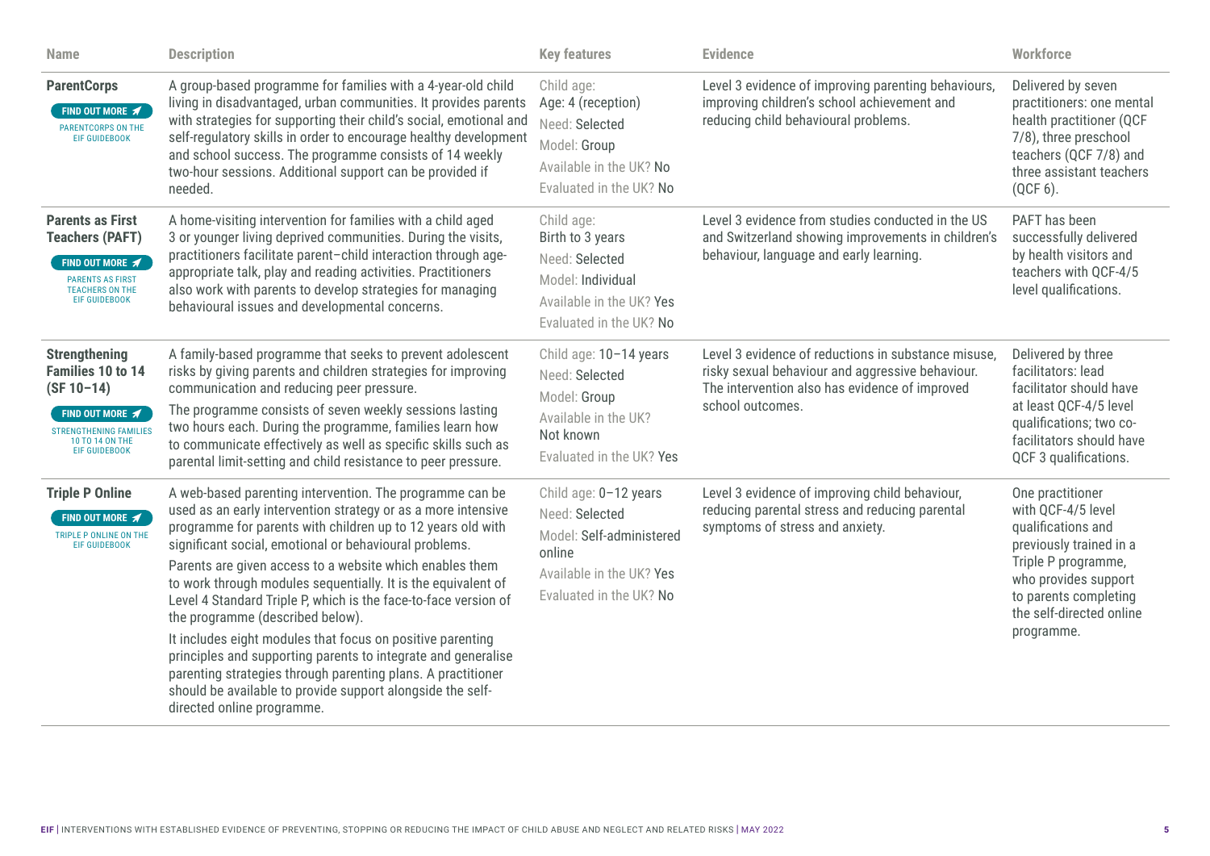| Name | Description | Key features | Evidence | Workforce |
|---|---|---|---|---|
| **ParentCorps**<br>FIND OUT MORE<br>PARENTCORPS ON THE EIF GUIDEBOOK | A group-based programme for families with a 4-year-old child living in disadvantaged, urban communities. It provides parents with strategies for supporting their child's social, emotional and self-regulatory skills in order to encourage healthy development and school success. The programme consists of 14 weekly two-hour sessions. Additional support can be provided if needed. | Child age: Age: 4 (reception)<br>Need: Selected<br>Model: Group<br>Available in the UK? No<br>Evaluated in the UK? No | Level 3 evidence of improving parenting behaviours, improving children's school achievement and reducing child behavioural problems. | Delivered by seven practitioners: one mental health practitioner (QCF 7/8), three preschool teachers (QCF 7/8) and three assistant teachers (QCF 6). |
| **Parents as First Teachers (PAFT)**<br>FIND OUT MORE<br>PARENTS AS FIRST TEACHERS ON THE EIF GUIDEBOOK | A home-visiting intervention for families with a child aged 3 or younger living deprived communities. During the visits, practitioners facilitate parent–child interaction through age-appropriate talk, play and reading activities. Practitioners also work with parents to develop strategies for managing behavioural issues and developmental concerns. | Child age: Birth to 3 years<br>Need: Selected<br>Model: Individual<br>Available in the UK? Yes<br>Evaluated in the UK? No | Level 3 evidence from studies conducted in the US and Switzerland showing improvements in children's behaviour, language and early learning. | PAFT has been successfully delivered by health visitors and teachers with QCF-4/5 level qualifications. |
| **Strengthening Families 10 to 14 (SF 10–14)**<br>FIND OUT MORE<br>STRENGTHENING FAMILIES 10 TO 14 ON THE EIF GUIDEBOOK | A family-based programme that seeks to prevent adolescent risks by giving parents and children strategies for improving communication and reducing peer pressure.<br>The programme consists of seven weekly sessions lasting two hours each. During the programme, families learn how to communicate effectively as well as specific skills such as parental limit-setting and child resistance to peer pressure. | Child age: 10–14 years<br>Need: Selected<br>Model: Group<br>Available in the UK? Not known<br>Evaluated in the UK? Yes | Level 3 evidence of reductions in substance misuse, risky sexual behaviour and aggressive behaviour. The intervention also has evidence of improved school outcomes. | Delivered by three facilitators: lead facilitator should have at least QCF-4/5 level qualifications; two co-facilitators should have QCF 3 qualifications. |
| **Triple P Online**<br>FIND OUT MORE<br>TRIPLE P ONLINE ON THE EIF GUIDEBOOK | A web-based parenting intervention. The programme can be used as an early intervention strategy or as a more intensive programme for parents with children up to 12 years old with significant social, emotional or behavioural problems.<br>Parents are given access to a website which enables them to work through modules sequentially. It is the equivalent of Level 4 Standard Triple P, which is the face-to-face version of the programme (described below).<br>It includes eight modules that focus on positive parenting principles and supporting parents to integrate and generalise parenting strategies through parenting plans. A practitioner should be available to provide support alongside the self-directed online programme. | Child age: 0–12 years<br>Need: Selected<br>Model: Self-administered online<br>Available in the UK? Yes<br>Evaluated in the UK? No | Level 3 evidence of improving child behaviour, reducing parental stress and reducing parental symptoms of stress and anxiety. | One practitioner with QCF-4/5 level qualifications and previously trained in a Triple P programme, who provides support to parents completing the self-directed online programme. |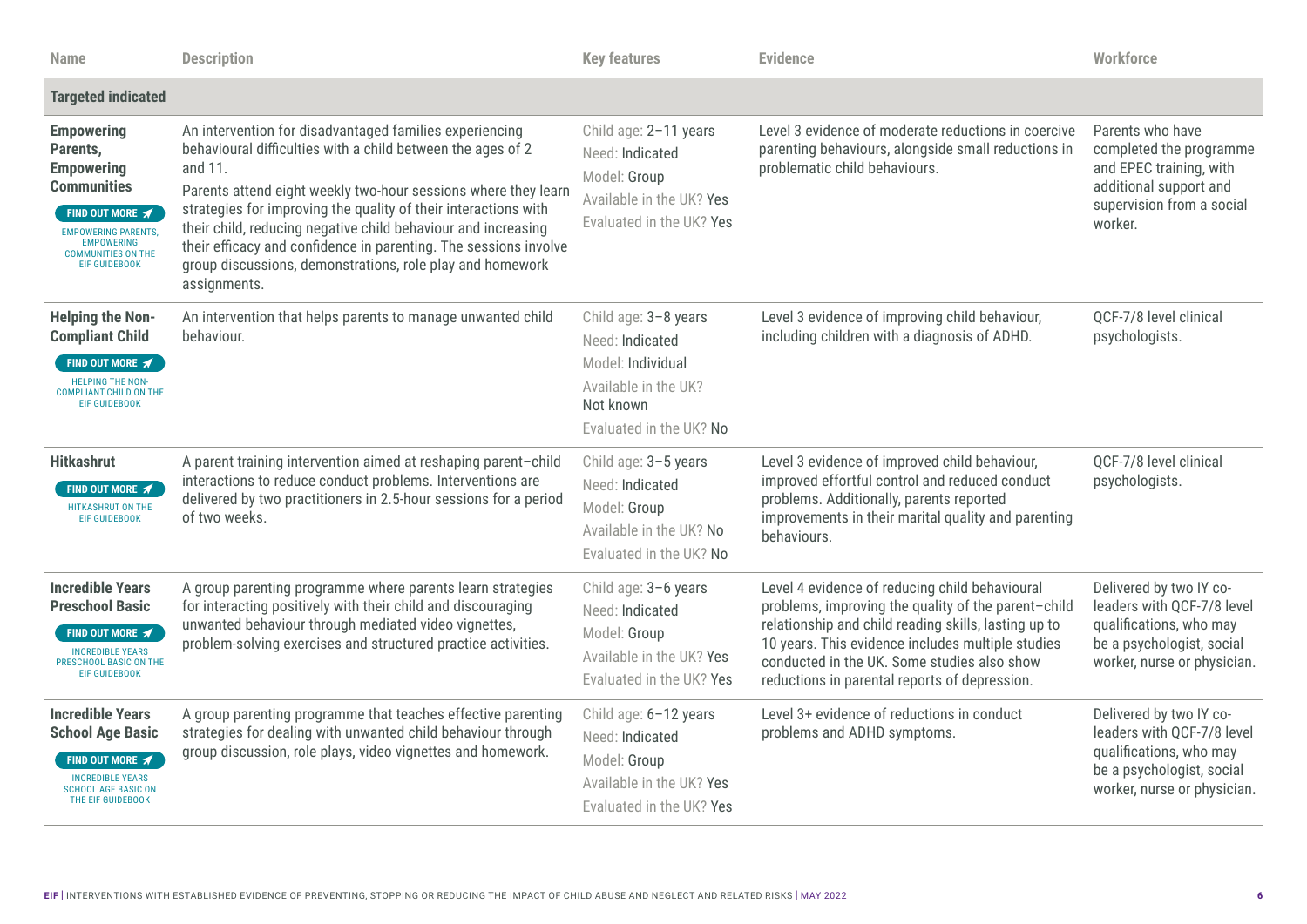| Name | Description | Key features | Evidence | Workforce |
|---|---|---|---|---|
| **Targeted indicated** | | | | |
| **Empowering Parents, Empowering Communities** FIND OUT MORE EMPOWERING PARENTS, EMPOWERING COMMUNITIES ON THE EIF GUIDEBOOK | An intervention for disadvantaged families experiencing behavioural difficulties with a child between the ages of 2 and 11. Parents attend eight weekly two-hour sessions where they learn strategies for improving the quality of their interactions with their child, reducing negative child behaviour and increasing their efficacy and confidence in parenting. The sessions involve group discussions, demonstrations, role play and homework assignments. | Child age: 2–11 years<br>Need: Indicated<br>Model: Group<br>Available in the UK? Yes<br>Evaluated in the UK? Yes | Level 3 evidence of moderate reductions in coercive parenting behaviours, alongside small reductions in problematic child behaviours. | Parents who have completed the programme and EPEC training, with additional support and supervision from a social worker. |
| **Helping the Non-Compliant Child** FIND OUT MORE HELPING THE NON-COMPLIANT CHILD ON THE EIF GUIDEBOOK | An intervention that helps parents to manage unwanted child behaviour. | Child age: 3–8 years<br>Need: Indicated<br>Model: Individual<br>Available in the UK? Not known<br>Evaluated in the UK? No | Level 3 evidence of improving child behaviour, including children with a diagnosis of ADHD. | QCF-7/8 level clinical psychologists. |
| **Hitkashrut** FIND OUT MORE HITKASHRUT ON THE EIF GUIDEBOOK | A parent training intervention aimed at reshaping parent–child interactions to reduce conduct problems. Interventions are delivered by two practitioners in 2.5-hour sessions for a period of two weeks. | Child age: 3–5 years<br>Need: Indicated<br>Model: Group<br>Available in the UK? No<br>Evaluated in the UK? No | Level 3 evidence of improved child behaviour, improved effortful control and reduced conduct problems. Additionally, parents reported improvements in their marital quality and parenting behaviours. | QCF-7/8 level clinical psychologists. |
| **Incredible Years Preschool Basic** FIND OUT MORE INCREDIBLE YEARS PRESCHOOL BASIC ON THE EIF GUIDEBOOK | A group parenting programme where parents learn strategies for interacting positively with their child and discouraging unwanted behaviour through mediated video vignettes, problem-solving exercises and structured practice activities. | Child age: 3–6 years<br>Need: Indicated<br>Model: Group<br>Available in the UK? Yes<br>Evaluated in the UK? Yes | Level 4 evidence of reducing child behavioural problems, improving the quality of the parent–child relationship and child reading skills, lasting up to 10 years. This evidence includes multiple studies conducted in the UK. Some studies also show reductions in parental reports of depression. | Delivered by two IY co-leaders with QCF-7/8 level qualifications, who may be a psychologist, social worker, nurse or physician. |
| **Incredible Years School Age Basic** FIND OUT MORE INCREDIBLE YEARS SCHOOL AGE BASIC ON THE EIF GUIDEBOOK | A group parenting programme that teaches effective parenting strategies for dealing with unwanted child behaviour through group discussion, role plays, video vignettes and homework. | Child age: 6–12 years<br>Need: Indicated<br>Model: Group<br>Available in the UK? Yes<br>Evaluated in the UK? Yes | Level 3+ evidence of reductions in conduct problems and ADHD symptoms. | Delivered by two IY co-leaders with QCF-7/8 level qualifications, who may be a psychologist, social worker, nurse or physician. |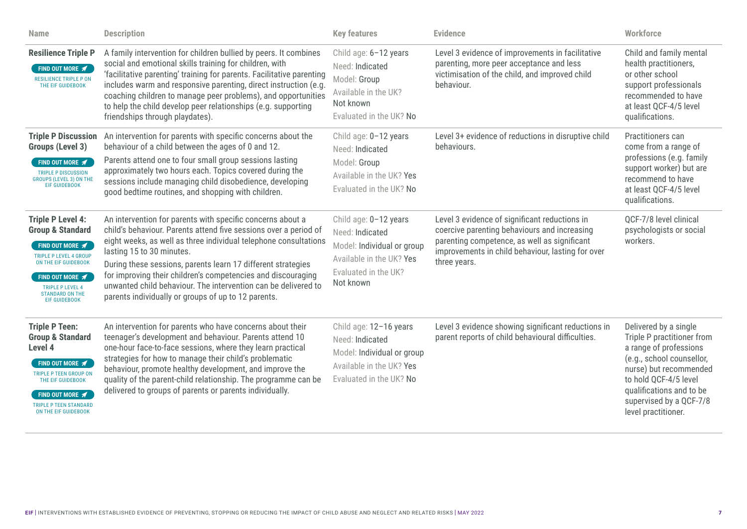| Name | Description | Key features | Evidence | Workforce |
|---|---|---|---|---|
| **Resilience Triple P** FIND OUT MORE RESILIENCE TRIPLE P ON THE EIF GUIDEBOOK | A family intervention for children bullied by peers. It combines social and emotional skills training for children, with 'facilitative parenting' training for parents. Facilitative parenting includes warm and responsive parenting, direct instruction (e.g. coaching children to manage peer problems), and opportunities to help the child develop peer relationships (e.g. supporting friendships through playdates). | Child age: 6–12 years<br>Need: Indicated<br>Model: Group<br>Available in the UK? Not known<br>Evaluated in the UK? No | Level 3 evidence of improvements in facilitative parenting, more peer acceptance and less victimisation of the child, and improved child behaviour. | Child and family mental health practitioners, or other school support professionals recommended to have at least QCF-4/5 level qualifications. |
| **Triple P Discussion Groups (Level 3)** FIND OUT MORE TRIPLE P DISCUSSION GROUPS (LEVEL 3) ON THE EIF GUIDEBOOK | An intervention for parents with specific concerns about the behaviour of a child between the ages of 0 and 12.<br>Parents attend one to four small group sessions lasting approximately two hours each. Topics covered during the sessions include managing child disobedience, developing good bedtime routines, and shopping with children. | Child age: 0–12 years<br>Need: Indicated<br>Model: Group<br>Available in the UK? Yes<br>Evaluated in the UK? No | Level 3+ evidence of reductions in disruptive child behaviours. | Practitioners can come from a range of professions (e.g. family support worker) but are recommend to have at least QCF-4/5 level qualifications. |
| **Triple P Level 4: Group & Standard** FIND OUT MORE TRIPLE P LEVEL 4 GROUP ON THE EIF GUIDEBOOK FIND OUT MORE TRIPLE P LEVEL 4 STANDARD ON THE EIF GUIDEBOOK | An intervention for parents with specific concerns about a child's behaviour. Parents attend five sessions over a period of eight weeks, as well as three individual telephone consultations lasting 15 to 30 minutes.<br>During these sessions, parents learn 17 different strategies for improving their children's competencies and discouraging unwanted child behaviour. The intervention can be delivered to parents individually or groups of up to 12 parents. | Child age: 0–12 years<br>Need: Indicated<br>Model: Individual or group<br>Available in the UK? Yes<br>Evaluated in the UK? Not known | Level 3 evidence of significant reductions in coercive parenting behaviours and increasing parenting competence, as well as significant improvements in child behaviour, lasting for over three years. | QCF-7/8 level clinical psychologists or social workers. |
| **Triple P Teen: Group & Standard Level 4** FIND OUT MORE TRIPLE P TEEN GROUP ON THE EIF GUIDEBOOK FIND OUT MORE TRIPLE P TEEN STANDARD ON THE EIF GUIDEBOOK | An intervention for parents who have concerns about their teenager's development and behaviour. Parents attend 10 one-hour face-to-face sessions, where they learn practical strategies for how to manage their child's problematic behaviour, promote healthy development, and improve the quality of the parent-child relationship. The programme can be delivered to groups of parents or parents individually. | Child age: 12–16 years<br>Need: Indicated<br>Model: Individual or group<br>Available in the UK? Yes<br>Evaluated in the UK? No | Level 3 evidence showing significant reductions in parent reports of child behavioural difficulties. | Delivered by a single Triple P practitioner from a range of professions (e.g., school counsellor, nurse) but recommended to hold QCF-4/5 level qualifications and to be supervised by a QCF-7/8 level practitioner. |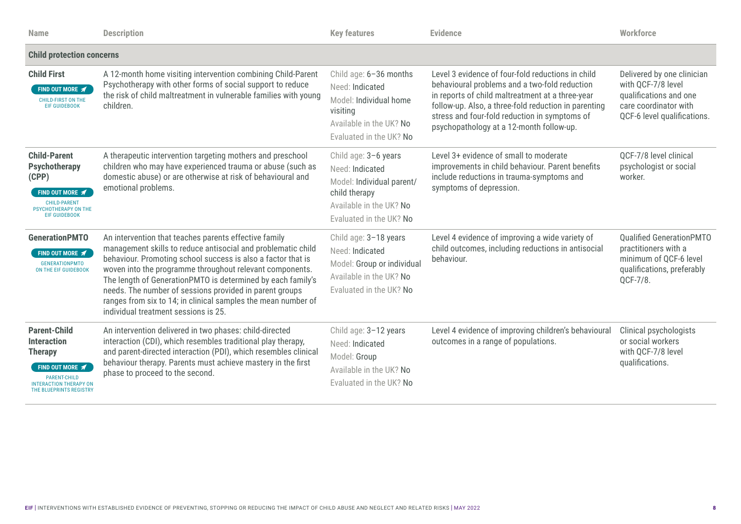| Name | Description | Key features | Evidence | Workforce |
|---|---|---|---|---|
| **Child protection concerns** | | | | |
| **Child First** FIND OUT MORE CHILD-FIRST ON THE EIF GUIDEBOOK | A 12-month home visiting intervention combining Child-Parent Psychotherapy with other forms of social support to reduce the risk of child maltreatment in vulnerable families with young children. | Child age: 6–36 months<br>Need: Indicated<br>Model: Individual home visiting<br>Available in the UK? No<br>Evaluated in the UK? No | Level 3 evidence of four-fold reductions in child behavioural problems and a two-fold reduction in reports of child maltreatment at a three-year follow-up. Also, a three-fold reduction in parenting stress and four-fold reduction in symptoms of psychopathology at a 12-month follow-up. | Delivered by one clinician with QCF-7/8 level qualifications and one care coordinator with QCF-6 level qualifications. |
| **Child-Parent Psychotherapy (CPP)** FIND OUT MORE CHILD-PARENT PSYCHOTHERAPY ON THE EIF GUIDEBOOK | A therapeutic intervention targeting mothers and preschool children who may have experienced trauma or abuse (such as domestic abuse) or are otherwise at risk of behavioural and emotional problems. | Child age: 3–6 years<br>Need: Indicated<br>Model: Individual parent/child therapy<br>Available in the UK? No<br>Evaluated in the UK? No | Level 3+ evidence of small to moderate improvements in child behaviour. Parent benefits include reductions in trauma-symptoms and symptoms of depression. | QCF-7/8 level clinical psychologist or social worker. |
| **GenerationPMTO** FIND OUT MORE GENERATIONPMTO ON THE EIF GUIDEBOOK | An intervention that teaches parents effective family management skills to reduce antisocial and problematic child behaviour. Promoting school success is also a factor that is woven into the programme throughout relevant components. The length of GenerationPMTO is determined by each family's needs. The number of sessions provided in parent groups ranges from six to 14; in clinical samples the mean number of individual treatment sessions is 25. | Child age: 3–18 years<br>Need: Indicated<br>Model: Group or individual<br>Available in the UK? No<br>Evaluated in the UK? No | Level 4 evidence of improving a wide variety of child outcomes, including reductions in antisocial behaviour. | Qualified GenerationPMTO practitioners with a minimum of QCF-6 level qualifications, preferably QCF-7/8. |
| **Parent-Child Interaction Therapy** FIND OUT MORE PARENT-CHILD INTERACTION THERAPY ON THE BLUEPRINTS REGISTRY | An intervention delivered in two phases: child-directed interaction (CDI), which resembles traditional play therapy, and parent-directed interaction (PDI), which resembles clinical behaviour therapy. Parents must achieve mastery in the first phase to proceed to the second. | Child age: 3–12 years<br>Need: Indicated<br>Model: Group<br>Available in the UK? No<br>Evaluated in the UK? No | Level 4 evidence of improving children's behavioural outcomes in a range of populations. | Clinical psychologists or social workers with QCF-7/8 level qualifications. |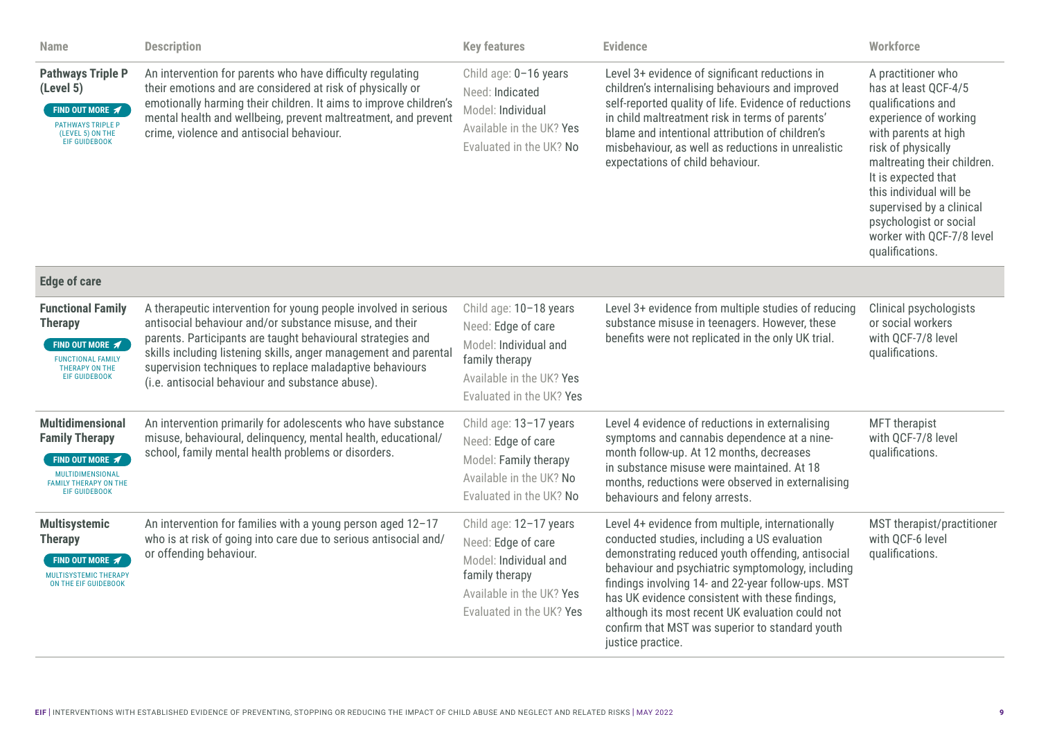| Name | Description | Key features | Evidence | Workforce |
|---|---|---|---|---|
| **Pathways Triple P (Level 5)** FIND OUT MORE PATHWAYS TRIPLE P (LEVEL 5) ON THE EIF GUIDEBOOK | An intervention for parents who have difficulty regulating their emotions and are considered at risk of physically or emotionally harming their children. It aims to improve children's mental health and wellbeing, prevent maltreatment, and prevent crime, violence and antisocial behaviour. | Child age: 0–16 years<br>Need: Indicated<br>Model: Individual<br>Available in the UK? Yes<br>Evaluated in the UK? No | Level 3+ evidence of significant reductions in children's internalising behaviours and improved self-reported quality of life. Evidence of reductions in child maltreatment risk in terms of parents' blame and intentional attribution of children's misbehaviour, as well as reductions in unrealistic expectations of child behaviour. | A practitioner who has at least QCF-4/5 qualifications and experience of working with parents at high risk of physically maltreating their children. It is expected that this individual will be supervised by a clinical psychologist or social worker with QCF-7/8 level qualifications. |
| **Edge of care** | | | | |
| **Functional Family Therapy** FIND OUT MORE FUNCTIONAL FAMILY THERAPY ON THE EIF GUIDEBOOK | A therapeutic intervention for young people involved in serious antisocial behaviour and/or substance misuse, and their parents. Participants are taught behavioural strategies and skills including listening skills, anger management and parental supervision techniques to replace maladaptive behaviours (i.e. antisocial behaviour and substance abuse). | Child age: 10–18 years<br>Need: Edge of care<br>Model: Individual and family therapy<br>Available in the UK? Yes<br>Evaluated in the UK? Yes | Level 3+ evidence from multiple studies of reducing substance misuse in teenagers. However, these benefits were not replicated in the only UK trial. | Clinical psychologists or social workers with QCF-7/8 level qualifications. |
| **Multidimensional Family Therapy** FIND OUT MORE MULTIDIMENSIONAL FAMILY THERAPY ON THE EIF GUIDEBOOK | An intervention primarily for adolescents who have substance misuse, behavioural, delinquency, mental health, educational/school, family mental health problems or disorders. | Child age: 13–17 years<br>Need: Edge of care<br>Model: Family therapy<br>Available in the UK? No<br>Evaluated in the UK? No | Level 4 evidence of reductions in externalising symptoms and cannabis dependence at a nine-month follow-up. At 12 months, decreases in substance misuse were maintained. At 18 months, reductions were observed in externalising behaviours and felony arrests. | MFT therapist with QCF-7/8 level qualifications. |
| **Multisystemic Therapy** FIND OUT MORE MULTISYSTEMIC THERAPY ON THE EIF GUIDEBOOK | An intervention for families with a young person aged 12–17 who is at risk of going into care due to serious antisocial and/or offending behaviour. | Child age: 12–17 years<br>Need: Edge of care<br>Model: Individual and family therapy<br>Available in the UK? Yes<br>Evaluated in the UK? Yes | Level 4+ evidence from multiple, internationally conducted studies, including a US evaluation demonstrating reduced youth offending, antisocial behaviour and psychiatric symptomology, including findings involving 14- and 22-year follow-ups. MST has UK evidence consistent with these findings, although its most recent UK evaluation could not confirm that MST was superior to standard youth justice practice. | MST therapist/practitioner with QCF-6 level qualifications. |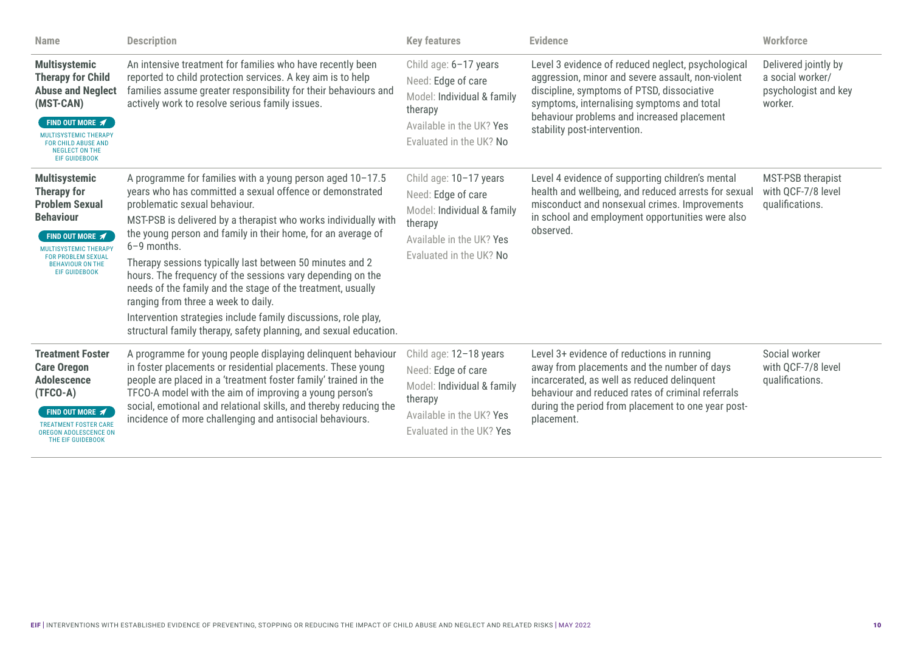| Name | Description | Key features | Evidence | Workforce |
|---|---|---|---|---|
| **Multisystemic Therapy for Child Abuse and Neglect (MST-CAN)** FIND OUT MORE MULTISYSTEMIC THERAPY FOR CHILD ABUSE AND NEGLECT ON THE EIF GUIDEBOOK | An intensive treatment for families who have recently been reported to child protection services. A key aim is to help families assume greater responsibility for their behaviours and actively work to resolve serious family issues. | Child age: 6–17 years<br>Need: Edge of care<br>Model: Individual & family therapy<br>Available in the UK? Yes<br>Evaluated in the UK? No | Level 3 evidence of reduced neglect, psychological aggression, minor and severe assault, non-violent discipline, symptoms of PTSD, dissociative symptoms, internalising symptoms and total behaviour problems and increased placement stability post-intervention. | Delivered jointly by a social worker/ psychologist and key worker. |
| **Multisystemic Therapy for Problem Sexual Behaviour** FIND OUT MORE MULTISYSTEMIC THERAPY FOR PROBLEM SEXUAL BEHAVIOUR ON THE EIF GUIDEBOOK | A programme for families with a young person aged 10–17.5 years who has committed a sexual offence or demonstrated problematic sexual behaviour.<br>MST-PSB is delivered by a therapist who works individually with the young person and family in their home, for an average of 6–9 months.<br>Therapy sessions typically last between 50 minutes and 2 hours. The frequency of the sessions vary depending on the needs of the family and the stage of the treatment, usually ranging from three a week to daily.<br>Intervention strategies include family discussions, role play, structural family therapy, safety planning, and sexual education. | Child age: 10–17 years<br>Need: Edge of care<br>Model: Individual & family therapy<br>Available in the UK? Yes<br>Evaluated in the UK? No | Level 4 evidence of supporting children's mental health and wellbeing, and reduced arrests for sexual misconduct and nonsexual crimes. Improvements in school and employment opportunities were also observed. | MST-PSB therapist with QCF-7/8 level qualifications. |
| **Treatment Foster Care Oregon Adolescence (TFCO-A)** FIND OUT MORE TREATMENT FOSTER CARE OREGON ADOLESCENCE ON THE EIF GUIDEBOOK | A programme for young people displaying delinquent behaviour in foster placements or residential placements. These young people are placed in a 'treatment foster family' trained in the TFCO-A model with the aim of improving a young person's social, emotional and relational skills, and thereby reducing the incidence of more challenging and antisocial behaviours. | Child age: 12–18 years<br>Need: Edge of care<br>Model: Individual & family therapy<br>Available in the UK? Yes<br>Evaluated in the UK? Yes | Level 3+ evidence of reductions in running away from placements and the number of days incarcerated, as well as reduced delinquent behaviour and reduced rates of criminal referrals during the period from placement to one year post-placement. | Social worker with QCF-7/8 level qualifications. |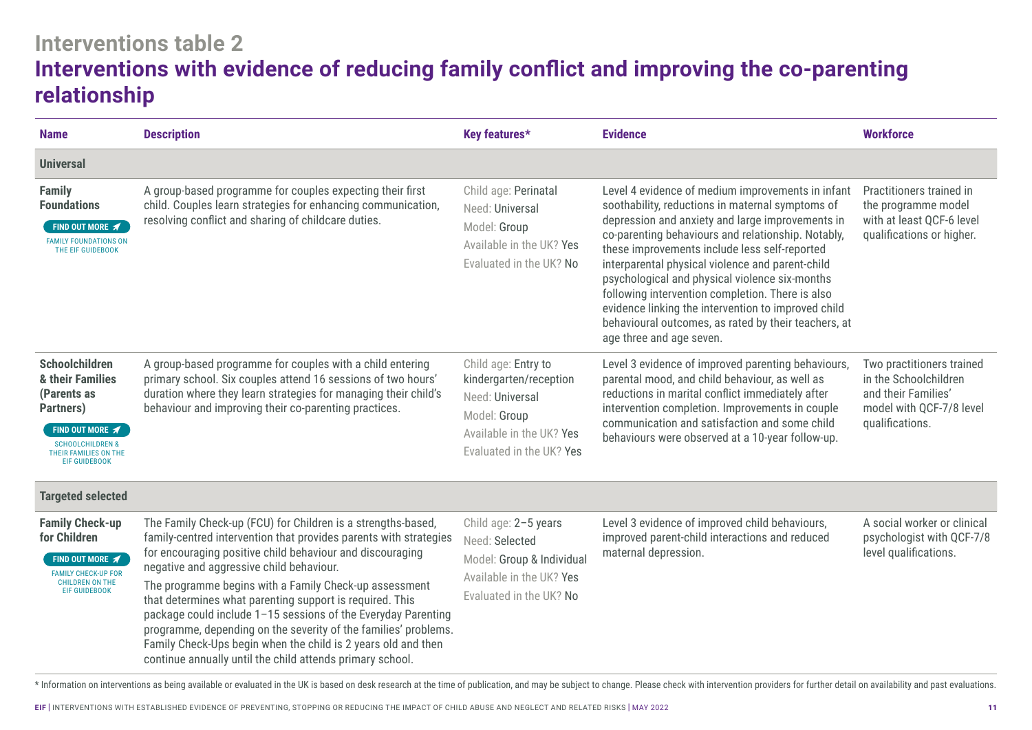## Interventions table 2

# Interventions with evidence of reducing family conflict and improving the co-parenting relationship

| Name | Description | Key features* | Evidence | Workforce |
|---|---|---|---|---|
| **Universal** | | | | |
| **Family Foundations**<br>FIND OUT MORE<br>FAMILY FOUNDATIONS ON THE EIF GUIDEBOOK | A group-based programme for couples expecting their first child. Couples learn strategies for enhancing communication, resolving conflict and sharing of childcare duties. | Child age: Perinatal<br>Need: Universal<br>Model: Group<br>Available in the UK? Yes<br>Evaluated in the UK? No | Level 4 evidence of medium improvements in infant soothability, reductions in maternal symptoms of depression and anxiety and large improvements in co-parenting behaviours and relationship. Notably, these improvements include less self-reported interparental physical violence and parent-child psychological and physical violence six-months following intervention completion. There is also evidence linking the intervention to improved child behavioural outcomes, as rated by their teachers, at age three and age seven. | Practitioners trained in the programme model with at least QCF-6 level qualifications or higher. |
| **Schoolchildren & their Families (Parents as Partners)**<br>FIND OUT MORE<br>SCHOOLCHILDREN & THEIR FAMILIES ON THE EIF GUIDEBOOK | A group-based programme for couples with a child entering primary school. Six couples attend 16 sessions of two hours' duration where they learn strategies for managing their child's behaviour and improving their co-parenting practices. | Child age: Entry to kindergarten/reception<br>Need: Universal<br>Model: Group<br>Available in the UK? Yes<br>Evaluated in the UK? Yes | Level 3 evidence of improved parenting behaviours, parental mood, and child behaviour, as well as reductions in marital conflict immediately after intervention completion. Improvements in couple communication and satisfaction and some child behaviours were observed at a 10-year follow-up. | Two practitioners trained in the Schoolchildren and their Families' model with QCF-7/8 level qualifications. |
| **Targeted selected** | | | | |
| **Family Check-up for Children**<br>FIND OUT MORE<br>FAMILY CHECK-UP FOR CHILDREN ON THE EIF GUIDEBOOK | The Family Check-up (FCU) for Children is a strengths-based, family-centred intervention that provides parents with strategies for encouraging positive child behaviour and discouraging negative and aggressive child behaviour.<br>The programme begins with a Family Check-up assessment that determines what parenting support is required. This package could include 1–15 sessions of the Everyday Parenting programme, depending on the severity of the families' problems. Family Check-Ups begin when the child is 2 years old and then continue annually until the child attends primary school. | Child age: 2–5 years<br>Need: Selected<br>Model: Group & Individual<br>Available in the UK? Yes<br>Evaluated in the UK? No | Level 3 evidence of improved child behaviours, improved parent-child interactions and reduced maternal depression. | A social worker or clinical psychologist with QCF-7/8 level qualifications. |

* Information on interventions as being available or evaluated in the UK is based on desk research at the time of publication, and may be subject to change. Please check with intervention providers for further detail on availability and past evaluations.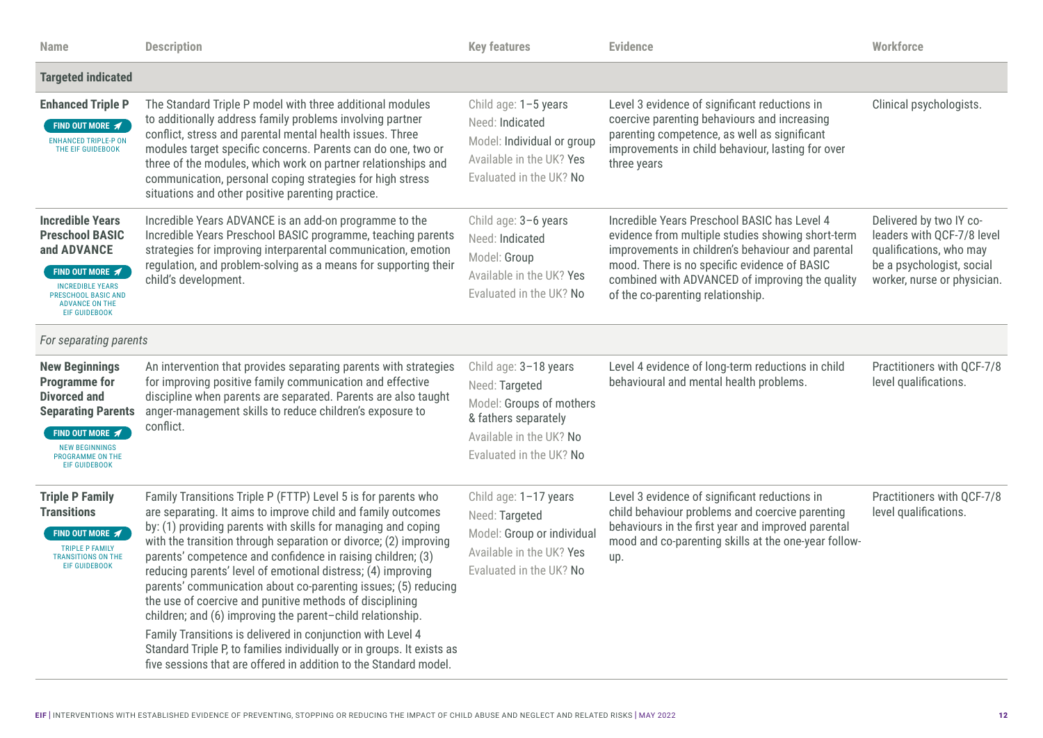| Name | Description | Key features | Evidence | Workforce |
|---|---|---|---|---|
| **Targeted indicated** | | | | |
| **Enhanced Triple P** FIND OUT MORE ENHANCED TRIPLE-P ON THE EIF GUIDEBOOK | The Standard Triple P model with three additional modules to additionally address family problems involving partner conflict, stress and parental mental health issues. Three modules target specific concerns. Parents can do one, two or three of the modules, which work on partner relationships and communication, personal coping strategies for high stress situations and other positive parenting practice. | Child age: 1–5 years<br>Need: Indicated<br>Model: Individual or group<br>Available in the UK? Yes<br>Evaluated in the UK? No | Level 3 evidence of significant reductions in coercive parenting behaviours and increasing parenting competence, as well as significant improvements in child behaviour, lasting for over three years | Clinical psychologists. |
| **Incredible Years Preschool BASIC and ADVANCE** FIND OUT MORE INCREDIBLE YEARS PRESCHOOL BASIC AND ADVANCE ON THE EIF GUIDEBOOK | Incredible Years ADVANCE is an add-on programme to the Incredible Years Preschool BASIC programme, teaching parents strategies for improving interparental communication, emotion regulation, and problem-solving as a means for supporting their child's development. | Child age: 3–6 years<br>Need: Indicated<br>Model: Group<br>Available in the UK? Yes<br>Evaluated in the UK? No | Incredible Years Preschool BASIC has Level 4 evidence from multiple studies showing short-term improvements in children's behaviour and parental mood. There is no specific evidence of BASIC combined with ADVANCED of improving the quality of the co-parenting relationship. | Delivered by two IY co-leaders with QCF-7/8 level qualifications, who may be a psychologist, social worker, nurse or physician. |
| *For separating parents* | | | | |
| **New Beginnings Programme for Divorced and Separating Parents** FIND OUT MORE NEW BEGINNINGS PROGRAMME ON THE EIF GUIDEBOOK | An intervention that provides separating parents with strategies for improving positive family communication and effective discipline when parents are separated. Parents are also taught anger-management skills to reduce children's exposure to conflict. | Child age: 3–18 years<br>Need: Targeted<br>Model: Groups of mothers & fathers separately<br>Available in the UK? No<br>Evaluated in the UK? No | Level 4 evidence of long-term reductions in child behavioural and mental health problems. | Practitioners with QCF-7/8 level qualifications. |
| **Triple P Family Transitions** FIND OUT MORE TRIPLE P FAMILY TRANSITIONS ON THE EIF GUIDEBOOK | Family Transitions Triple P (FTTP) Level 5 is for parents who are separating. It aims to improve child and family outcomes by: (1) providing parents with skills for managing and coping with the transition through separation or divorce; (2) improving parents' competence and confidence in raising children; (3) reducing parents' level of emotional distress; (4) improving parents' communication about co-parenting issues; (5) reducing the use of coercive and punitive methods of disciplining children; and (6) improving the parent–child relationship.<br><br>Family Transitions is delivered in conjunction with Level 4 Standard Triple P, to families individually or in groups. It exists as five sessions that are offered in addition to the Standard model. | Child age: 1–17 years<br>Need: Targeted<br>Model: Group or individual<br>Available in the UK? Yes<br>Evaluated in the UK? No | Level 3 evidence of significant reductions in child behaviour problems and coercive parenting behaviours in the first year and improved parental mood and co-parenting skills at the one-year follow-up. | Practitioners with QCF-7/8 level qualifications. |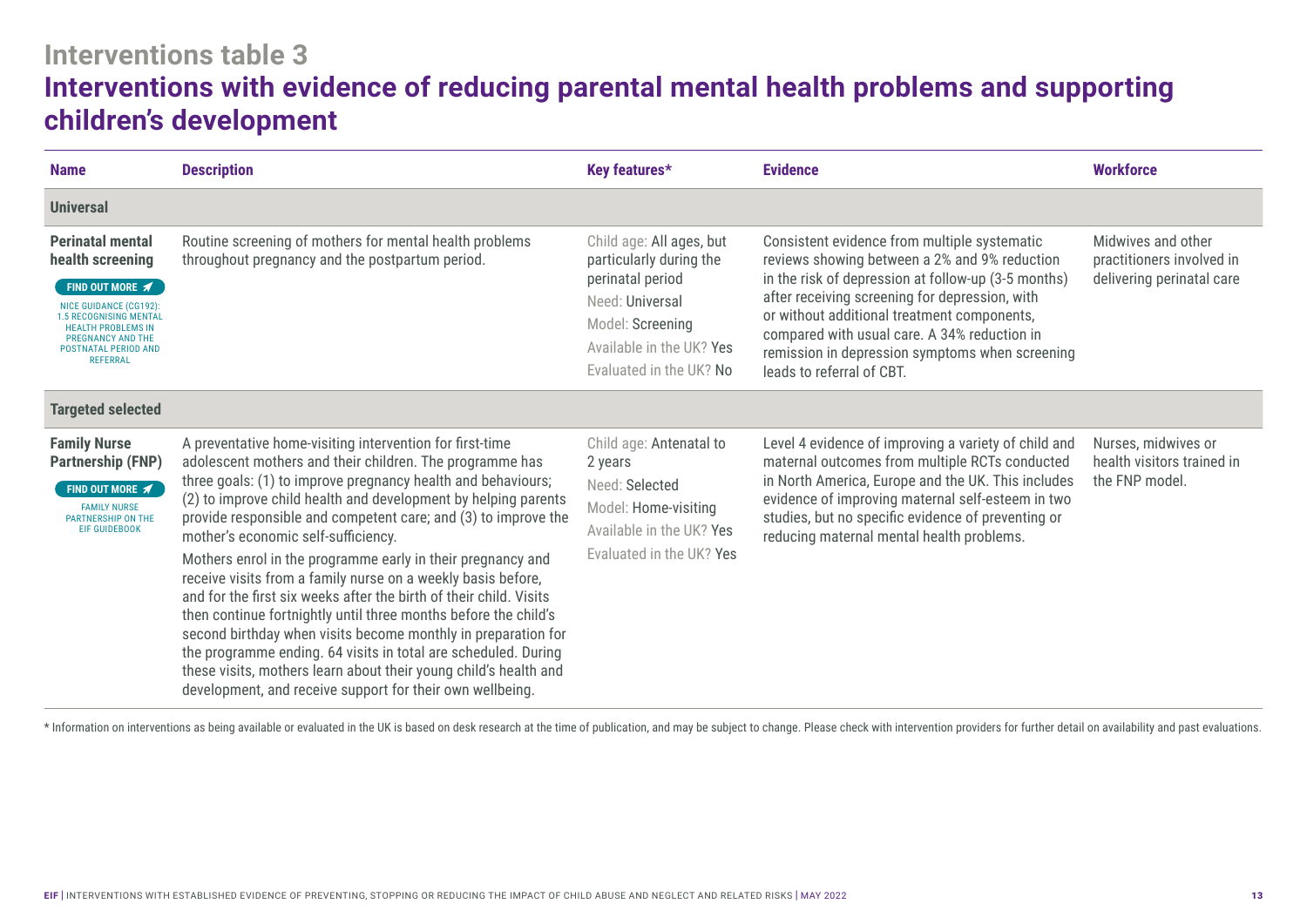## Interventions table 3

# Interventions with evidence of reducing parental mental health problems and supporting children's development

| Name | Description | Key features* | Evidence | Workforce |
|---|---|---|---|---|
| **Universal** | | | | |
| **Perinatal mental health screening** FIND OUT MORE NICE GUIDANCE (CG192): 1.5 RECOGNISING MENTAL HEALTH PROBLEMS IN PREGNANCY AND THE POSTNATAL PERIOD AND REFERRAL | Routine screening of mothers for mental health problems throughout pregnancy and the postpartum period. | Child age: All ages, but particularly during the perinatal period<br>Need: Universal<br>Model: Screening<br>Available in the UK? Yes<br>Evaluated in the UK? No | Consistent evidence from multiple systematic reviews showing between a 2% and 9% reduction in the risk of depression at follow-up (3-5 months) after receiving screening for depression, with or without additional treatment components, compared with usual care. A 34% reduction in remission in depression symptoms when screening leads to referral of CBT. | Midwives and other practitioners involved in delivering perinatal care |
| **Targeted selected** | | | | |
| **Family Nurse Partnership (FNP)** FIND OUT MORE FAMILY NURSE PARTNERSHIP ON THE EIF GUIDEBOOK | A preventative home-visiting intervention for first-time adolescent mothers and their children. The programme has three goals: (1) to improve pregnancy health and behaviours; (2) to improve child health and development by helping parents provide responsible and competent care; and (3) to improve the mother's economic self-sufficiency.<br><br>Mothers enrol in the programme early in their pregnancy and receive visits from a family nurse on a weekly basis before, and for the first six weeks after the birth of their child. Visits then continue fortnightly until three months before the child's second birthday when visits become monthly in preparation for the programme ending. 64 visits in total are scheduled. During these visits, mothers learn about their young child's health and development, and receive support for their own wellbeing. | Child age: Antenatal to 2 years<br>Need: Selected<br>Model: Home-visiting<br>Available in the UK? Yes<br>Evaluated in the UK? Yes | Level 4 evidence of improving a variety of child and maternal outcomes from multiple RCTs conducted in North America, Europe and the UK. This includes evidence of improving maternal self-esteem in two studies, but no specific evidence of preventing or reducing maternal mental health problems. | Nurses, midwives or health visitors trained in the FNP model. |

* Information on interventions as being available or evaluated in the UK is based on desk research at the time of publication, and may be subject to change. Please check with intervention providers for further detail on availability and past evaluations.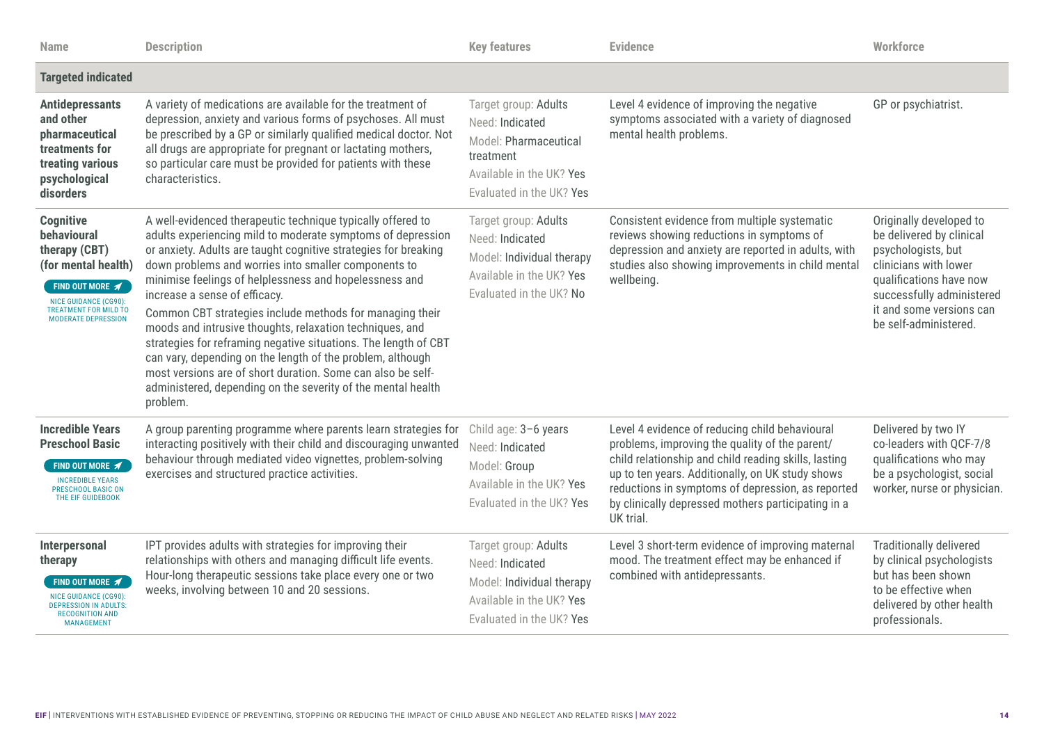| Name | Description | Key features | Evidence | Workforce |
|---|---|---|---|---|
| **Targeted indicated** | | | | |
| **Antidepressants and other pharmaceutical treatments for treating various psychological disorders** | A variety of medications are available for the treatment of depression, anxiety and various forms of psychoses. All must be prescribed by a GP or similarly qualified medical doctor. Not all drugs are appropriate for pregnant or lactating mothers, so particular care must be provided for patients with these characteristics. | Target group: Adults<br>Need: Indicated<br>Model: Pharmaceutical treatment<br>Available in the UK? Yes<br>Evaluated in the UK? Yes | Level 4 evidence of improving the negative symptoms associated with a variety of diagnosed mental health problems. | GP or psychiatrist. |
| **Cognitive behavioural therapy (CBT) (for mental health)**<br>FIND OUT MORE<br>NICE GUIDANCE (CG90): TREATMENT FOR MILD TO MODERATE DEPRESSION | A well-evidenced therapeutic technique typically offered to adults experiencing mild to moderate symptoms of depression or anxiety. Adults are taught cognitive strategies for breaking down problems and worries into smaller components to minimise feelings of helplessness and hopelessness and increase a sense of efficacy.<br>Common CBT strategies include methods for managing their moods and intrusive thoughts, relaxation techniques, and strategies for reframing negative situations. The length of CBT can vary, depending on the length of the problem, although most versions are of short duration. Some can also be self-administered, depending on the severity of the mental health problem. | Target group: Adults<br>Need: Indicated<br>Model: Individual therapy<br>Available in the UK? Yes<br>Evaluated in the UK? No | Consistent evidence from multiple systematic reviews showing reductions in symptoms of depression and anxiety are reported in adults, with studies also showing improvements in child mental wellbeing. | Originally developed to be delivered by clinical psychologists, but clinicians with lower qualifications have now successfully administered it and some versions can be self-administered. |
| **Incredible Years Preschool Basic**<br>FIND OUT MORE<br>INCREDIBLE YEARS PRESCHOOL BASIC ON THE EIF GUIDEBOOK | A group parenting programme where parents learn strategies for interacting positively with their child and discouraging unwanted behaviour through mediated video vignettes, problem-solving exercises and structured practice activities. | Child age: 3–6 years<br>Need: Indicated<br>Model: Group<br>Available in the UK? Yes<br>Evaluated in the UK? Yes | Level 4 evidence of reducing child behavioural problems, improving the quality of the parent/child relationship and child reading skills, lasting up to ten years. Additionally, on UK study shows reductions in symptoms of depression, as reported by clinically depressed mothers participating in a UK trial. | Delivered by two IY co-leaders with QCF-7/8 qualifications who may be a psychologist, social worker, nurse or physician. |
| **Interpersonal therapy**<br>FIND OUT MORE<br>NICE GUIDANCE (CG90): DEPRESSION IN ADULTS: RECOGNITION AND MANAGEMENT | IPT provides adults with strategies for improving their relationships with others and managing difficult life events. Hour-long therapeutic sessions take place every one or two weeks, involving between 10 and 20 sessions. | Target group: Adults<br>Need: Indicated<br>Model: Individual therapy<br>Available in the UK? Yes<br>Evaluated in the UK? Yes | Level 3 short-term evidence of improving maternal mood. The treatment effect may be enhanced if combined with antidepressants. | Traditionally delivered by clinical psychologists but has been shown to be effective when delivered by other health professionals. |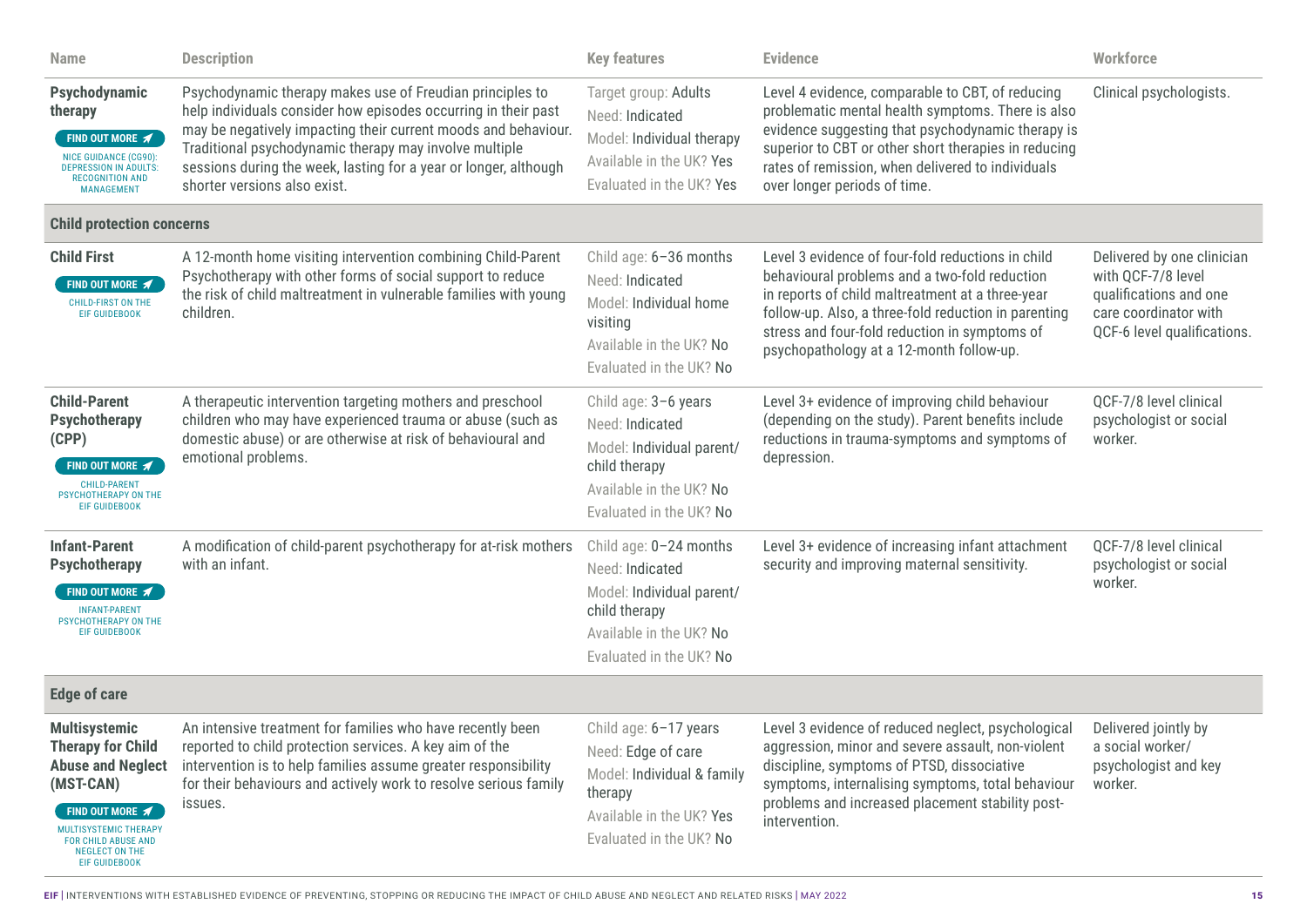| Name | Description | Key features | Evidence | Workforce |
|---|---|---|---|---|
| **Psychodynamic therapy** FIND OUT MORE NICE GUIDANCE (CG90): DEPRESSION IN ADULTS: RECOGNITION AND MANAGEMENT | Psychodynamic therapy makes use of Freudian principles to help individuals consider how episodes occurring in their past may be negatively impacting their current moods and behaviour. Traditional psychodynamic therapy may involve multiple sessions during the week, lasting for a year or longer, although shorter versions also exist. | Target group: Adults<br>Need: Indicated<br>Model: Individual therapy<br>Available in the UK? Yes<br>Evaluated in the UK? Yes | Level 4 evidence, comparable to CBT, of reducing problematic mental health symptoms. There is also evidence suggesting that psychodynamic therapy is superior to CBT or other short therapies in reducing rates of remission, when delivered to individuals over longer periods of time. | Clinical psychologists. |
| **Child protection concerns** | | | | |
| **Child First** FIND OUT MORE CHILD-FIRST ON THE EIF GUIDEBOOK | A 12-month home visiting intervention combining Child-Parent Psychotherapy with other forms of social support to reduce the risk of child maltreatment in vulnerable families with young children. | Child age: 6–36 months<br>Need: Indicated<br>Model: Individual home visiting<br>Available in the UK? No<br>Evaluated in the UK? No | Level 3 evidence of four-fold reductions in child behavioural problems and a two-fold reduction in reports of child maltreatment at a three-year follow-up. Also, a three-fold reduction in parenting stress and four-fold reduction in symptoms of psychopathology at a 12-month follow-up. | Delivered by one clinician with QCF-7/8 level qualifications and one care coordinator with QCF-6 level qualifications. |
| **Child-Parent Psychotherapy (CPP)** FIND OUT MORE CHILD-PARENT PSYCHOTHERAPY ON THE EIF GUIDEBOOK | A therapeutic intervention targeting mothers and preschool children who may have experienced trauma or abuse (such as domestic abuse) or are otherwise at risk of behavioural and emotional problems. | Child age: 3–6 years<br>Need: Indicated<br>Model: Individual parent/child therapy<br>Available in the UK? No<br>Evaluated in the UK? No | Level 3+ evidence of improving child behaviour (depending on the study). Parent benefits include reductions in trauma-symptoms and symptoms of depression. | QCF-7/8 level clinical psychologist or social worker. |
| **Infant-Parent Psychotherapy** FIND OUT MORE INFANT-PARENT PSYCHOTHERAPY ON THE EIF GUIDEBOOK | A modification of child-parent psychotherapy for at-risk mothers with an infant. | Child age: 0–24 months<br>Need: Indicated<br>Model: Individual parent/child therapy<br>Available in the UK? No<br>Evaluated in the UK? No | Level 3+ evidence of increasing infant attachment security and improving maternal sensitivity. | QCF-7/8 level clinical psychologist or social worker. |
| **Edge of care** | | | | |
| **Multisystemic Therapy for Child Abuse and Neglect (MST-CAN)** FIND OUT MORE MULTISYSTEMIC THERAPY FOR CHILD ABUSE AND NEGLECT ON THE EIF GUIDEBOOK | An intensive treatment for families who have recently been reported to child protection services. A key aim of the intervention is to help families assume greater responsibility for their behaviours and actively work to resolve serious family issues. | Child age: 6–17 years<br>Need: Edge of care<br>Model: Individual & family therapy<br>Available in the UK? Yes<br>Evaluated in the UK? No | Level 3 evidence of reduced neglect, psychological aggression, minor and severe assault, non-violent discipline, symptoms of PTSD, dissociative symptoms, internalising symptoms, total behaviour problems and increased placement stability post-intervention. | Delivered jointly by a social worker/psychologist and key worker. |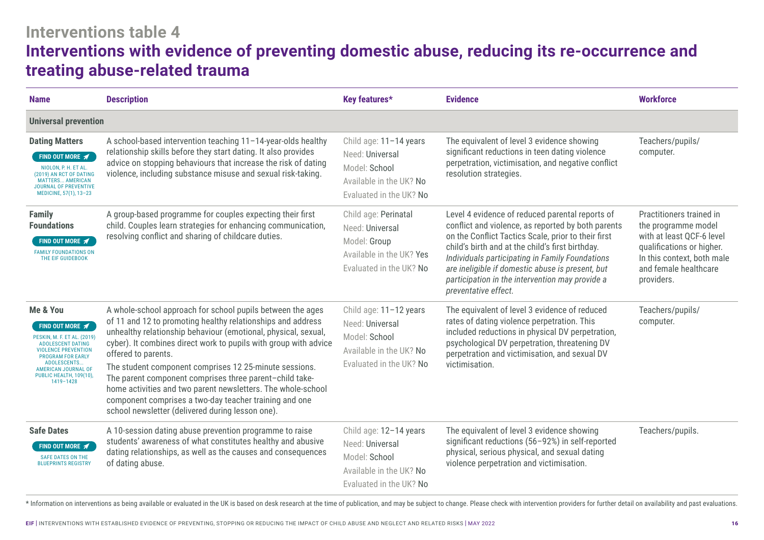## Interventions table 4

# Interventions with evidence of preventing domestic abuse, reducing its re-occurrence and treating abuse-related trauma

| Name | Description | Key features* | Evidence | Workforce |
|---|---|---|---|---|
| **Universal prevention** | | | | |
| **Dating Matters**<br>FIND OUT MORE<br>NIOLON, P. H. ET AL. (2019) AN RCT OF DATING MATTERS... AMERICAN JOURNAL OF PREVENTIVE MEDICINE, 57(1), 13–23 | A school-based intervention teaching 11–14-year-olds healthy relationship skills before they start dating. It also provides advice on stopping behaviours that increase the risk of dating violence, including substance misuse and sexual risk-taking. | Child age: 11–14 years<br>Need: Universal<br>Model: School<br>Available in the UK? No<br>Evaluated in the UK? No | The equivalent of level 3 evidence showing significant reductions in teen dating violence perpetration, victimisation, and negative conflict resolution strategies. | Teachers/pupils/computer. |
| **Family Foundations**<br>FIND OUT MORE<br>FAMILY FOUNDATIONS ON THE EIF GUIDEBOOK | A group-based programme for couples expecting their first child. Couples learn strategies for enhancing communication, resolving conflict and sharing of childcare duties. | Child age: Perinatal<br>Need: Universal<br>Model: Group<br>Available in the UK? Yes<br>Evaluated in the UK? No | Level 4 evidence of reduced parental reports of conflict and violence, as reported by both parents on the Conflict Tactics Scale, prior to their first child's birth and at the child's first birthday. *Individuals participating in Family Foundations are ineligible if domestic abuse is present, but participation in the intervention may provide a preventative effect.* | Practitioners trained in the programme model with at least QCF-6 level qualifications or higher. In this context, both male and female healthcare providers. |
| **Me & You**<br>FIND OUT MORE<br>PESKIN, M. F. ET AL. (2019) ADOLESCENT DATING VIOLENCE PREVENTION PROGRAM FOR EARLY ADOLESCENTS... AMERICAN JOURNAL OF PUBLIC HEALTH, 109(10), 1419–1428 | A whole-school approach for school pupils between the ages of 11 and 12 to promoting healthy relationships and address unhealthy relationship behaviour (emotional, physical, sexual, cyber). It combines direct work to pupils with group with advice offered to parents.<br>The student component comprises 12 25-minute sessions. The parent component comprises three parent–child take-home activities and two parent newsletters. The whole-school component comprises a two-day teacher training and one school newsletter (delivered during lesson one). | Child age: 11–12 years<br>Need: Universal<br>Model: School<br>Available in the UK? No<br>Evaluated in the UK? No | The equivalent of level 3 evidence of reduced rates of dating violence perpetration. This included reductions in physical DV perpetration, psychological DV perpetration, threatening DV perpetration and victimisation, and sexual DV victimisation. | Teachers/pupils/computer. |
| **Safe Dates**<br>FIND OUT MORE<br>SAFE DATES ON THE BLUEPRINTS REGISTRY | A 10-session dating abuse prevention programme to raise students' awareness of what constitutes healthy and abusive dating relationships, as well as the causes and consequences of dating abuse. | Child age: 12–14 years<br>Need: Universal<br>Model: School<br>Available in the UK? No<br>Evaluated in the UK? No | The equivalent of level 3 evidence showing significant reductions (56–92%) in self-reported physical, serious physical, and sexual dating violence perpetration and victimisation. | Teachers/pupils. |

\* Information on interventions as being available or evaluated in the UK is based on desk research at the time of publication, and may be subject to change. Please check with intervention providers for further detail on availability and past evaluations.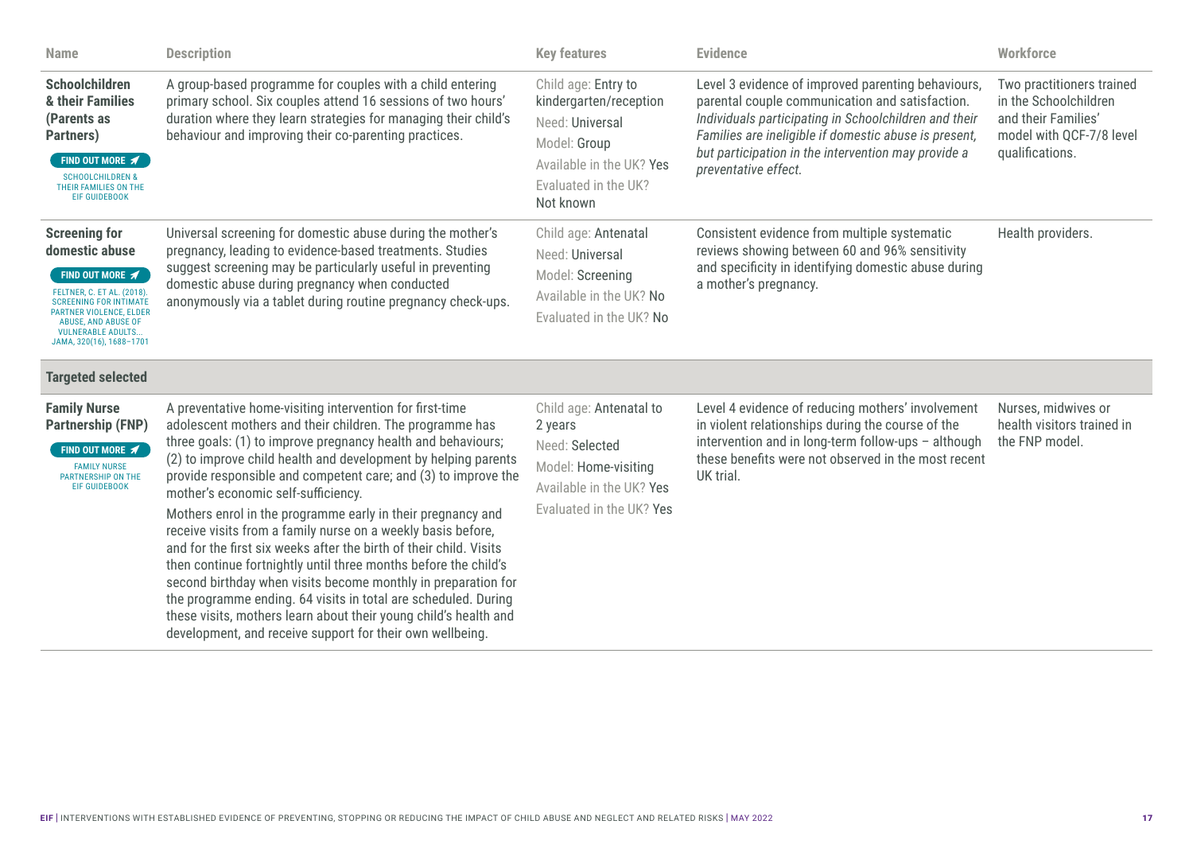| Name | Description | Key features | Evidence | Workforce |
|---|---|---|---|---|
| **Schoolchildren & their Families (Parents as Partners)** FIND OUT MORE SCHOOLCHILDREN & THEIR FAMILIES ON THE EIF GUIDEBOOK | A group-based programme for couples with a child entering primary school. Six couples attend 16 sessions of two hours' duration where they learn strategies for managing their child's behaviour and improving their co-parenting practices. | Child age: Entry to kindergarten/reception<br>Need: Universal<br>Model: Group<br>Available in the UK? Yes<br>Evaluated in the UK? Not known | Level 3 evidence of improved parenting behaviours, parental couple communication and satisfaction. *Individuals participating in Schoolchildren and their Families are ineligible if domestic abuse is present, but participation in the intervention may provide a preventative effect.* | Two practitioners trained in the Schoolchildren and their Families' model with QCF-7/8 level qualifications. |
| **Screening for domestic abuse** FIND OUT MORE FELTNER, C. ET AL. (2018). SCREENING FOR INTIMATE PARTNER VIOLENCE, ELDER ABUSE, AND ABUSE OF VULNERABLE ADULTS... JAMA, 320(16), 1688–1701 | Universal screening for domestic abuse during the mother's pregnancy, leading to evidence-based treatments. Studies suggest screening may be particularly useful in preventing domestic abuse during pregnancy when conducted anonymously via a tablet during routine pregnancy check-ups. | Child age: Antenatal<br>Need: Universal<br>Model: Screening<br>Available in the UK? No<br>Evaluated in the UK? No | Consistent evidence from multiple systematic reviews showing between 60 and 96% sensitivity and specificity in identifying domestic abuse during a mother's pregnancy. | Health providers. |
| **Targeted selected** | | | | |
| **Family Nurse Partnership (FNP)** FIND OUT MORE FAMILY NURSE PARTNERSHIP ON THE EIF GUIDEBOOK | A preventative home-visiting intervention for first-time adolescent mothers and their children. The programme has three goals: (1) to improve pregnancy health and behaviours; (2) to improve child health and development by helping parents provide responsible and competent care; and (3) to improve the mother's economic self-sufficiency.<br>Mothers enrol in the programme early in their pregnancy and receive visits from a family nurse on a weekly basis before, and for the first six weeks after the birth of their child. Visits then continue fortnightly until three months before the child's second birthday when visits become monthly in preparation for the programme ending. 64 visits in total are scheduled. During these visits, mothers learn about their young child's health and development, and receive support for their own wellbeing. | Child age: Antenatal to 2 years<br>Need: Selected<br>Model: Home-visiting<br>Available in the UK? Yes<br>Evaluated in the UK? Yes | Level 4 evidence of reducing mothers' involvement in violent relationships during the course of the intervention and in long-term follow-ups – although these benefits were not observed in the most recent UK trial. | Nurses, midwives or health visitors trained in the FNP model. |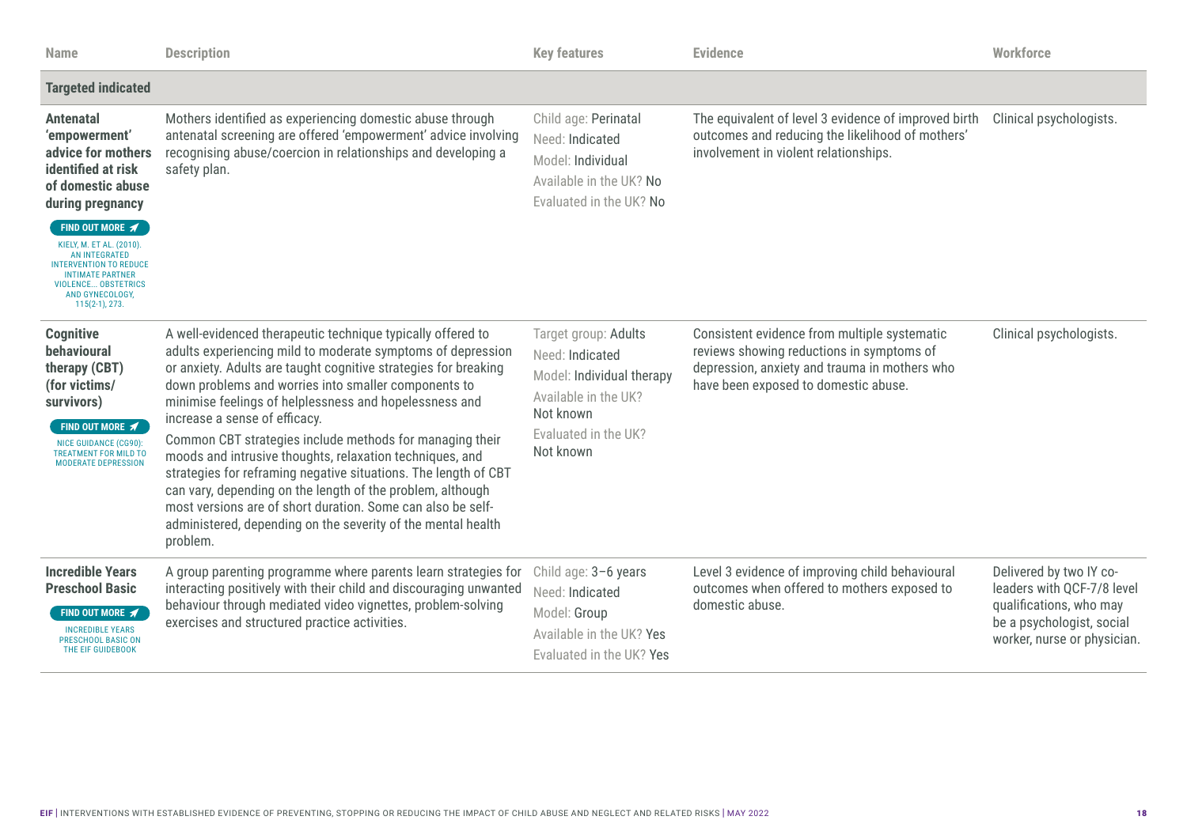| Name | Description | Key features | Evidence | Workforce |
|---|---|---|---|---|
| **Targeted indicated** | | | | |
| **Antenatal 'empowerment' advice for mothers identified at risk of domestic abuse during pregnancy** FIND OUT MORE KIELY, M. ET AL. (2010). AN INTEGRATED INTERVENTION TO REDUCE INTIMATE PARTNER VIOLENCE... OBSTETRICS AND GYNECOLOGY, 115(2-1), 273. | Mothers identified as experiencing domestic abuse through antenatal screening are offered 'empowerment' advice involving recognising abuse/coercion in relationships and developing a safety plan. | Child age: Perinatal<br>Need: Indicated<br>Model: Individual<br>Available in the UK? No<br>Evaluated in the UK? No | The equivalent of level 3 evidence of improved birth outcomes and reducing the likelihood of mothers' involvement in violent relationships. | Clinical psychologists. |
| **Cognitive behavioural therapy (CBT) (for victims/ survivors)** FIND OUT MORE NICE GUIDANCE (CG90): TREATMENT FOR MILD TO MODERATE DEPRESSION | A well-evidenced therapeutic technique typically offered to adults experiencing mild to moderate symptoms of depression or anxiety. Adults are taught cognitive strategies for breaking down problems and worries into smaller components to minimise feelings of helplessness and hopelessness and increase a sense of efficacy.<br>Common CBT strategies include methods for managing their moods and intrusive thoughts, relaxation techniques, and strategies for reframing negative situations. The length of CBT can vary, depending on the length of the problem, although most versions are of short duration. Some can also be self-administered, depending on the severity of the mental health problem. | Target group: Adults<br>Need: Indicated<br>Model: Individual therapy<br>Available in the UK? Not known<br>Evaluated in the UK? Not known | Consistent evidence from multiple systematic reviews showing reductions in symptoms of depression, anxiety and trauma in mothers who have been exposed to domestic abuse. | Clinical psychologists. |
| **Incredible Years Preschool Basic** FIND OUT MORE INCREDIBLE YEARS PRESCHOOL BASIC ON THE EIF GUIDEBOOK | A group parenting programme where parents learn strategies for interacting positively with their child and discouraging unwanted behaviour through mediated video vignettes, problem-solving exercises and structured practice activities. | Child age: 3–6 years<br>Need: Indicated<br>Model: Group<br>Available in the UK? Yes<br>Evaluated in the UK? Yes | Level 3 evidence of improving child behavioural outcomes when offered to mothers exposed to domestic abuse. | Delivered by two IY co-leaders with QCF-7/8 level qualifications, who may be a psychologist, social worker, nurse or physician. |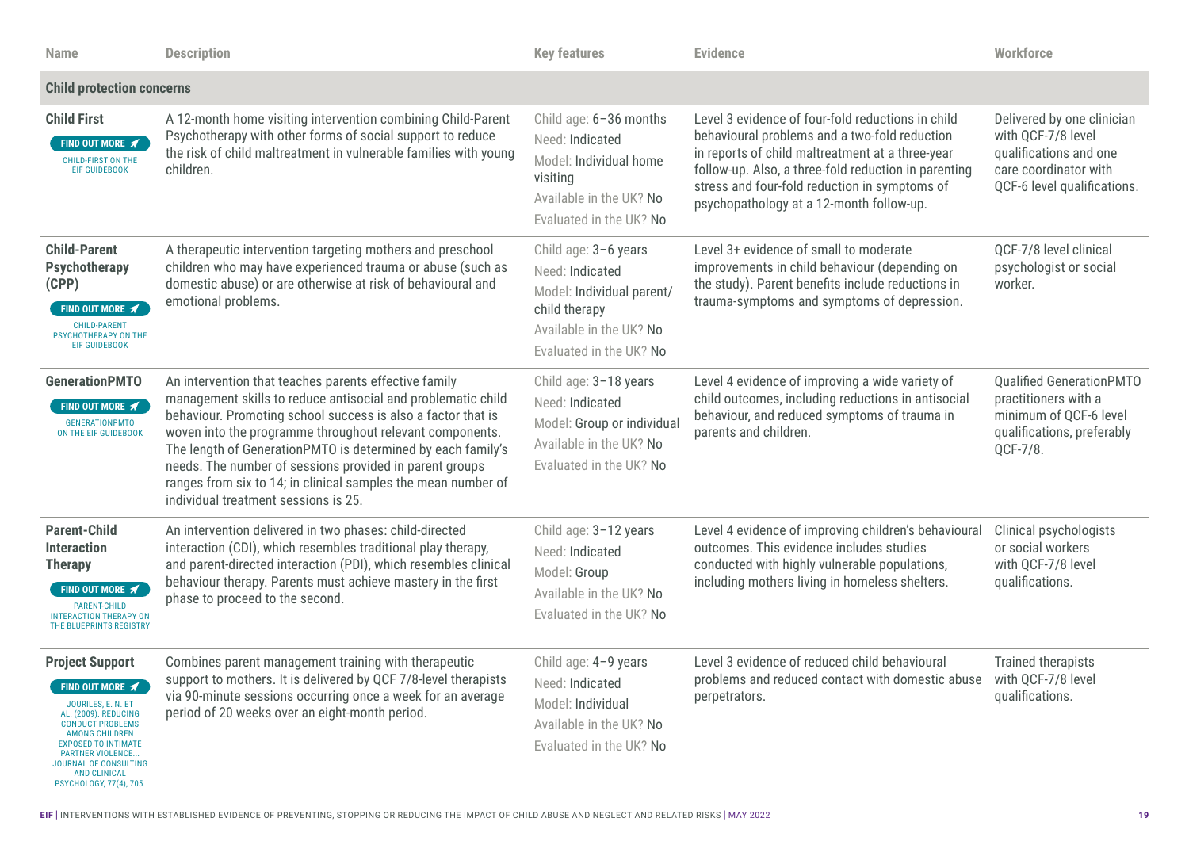| Name | Description | Key features | Evidence | Workforce |
|---|---|---|---|---|
| **Child protection concerns** | | | | |
| **Child First**<br>FIND OUT MORE<br>CHILD-FIRST ON THE EIF GUIDEBOOK | A 12-month home visiting intervention combining Child-Parent Psychotherapy with other forms of social support to reduce the risk of child maltreatment in vulnerable families with young children. | Child age: 6–36 months<br>Need: Indicated<br>Model: Individual home visiting<br>Available in the UK? No<br>Evaluated in the UK? No | Level 3 evidence of four-fold reductions in child behavioural problems and a two-fold reduction in reports of child maltreatment at a three-year follow-up. Also, a three-fold reduction in parenting stress and four-fold reduction in symptoms of psychopathology at a 12-month follow-up. | Delivered by one clinician with QCF-7/8 level qualifications and one care coordinator with QCF-6 level qualifications. |
| **Child-Parent Psychotherapy (CPP)**<br>FIND OUT MORE<br>CHILD-PARENT PSYCHOTHERAPY ON THE EIF GUIDEBOOK | A therapeutic intervention targeting mothers and preschool children who may have experienced trauma or abuse (such as domestic abuse) or are otherwise at risk of behavioural and emotional problems. | Child age: 3–6 years<br>Need: Indicated<br>Model: Individual parent/child therapy<br>Available in the UK? No<br>Evaluated in the UK? No | Level 3+ evidence of small to moderate improvements in child behaviour (depending on the study). Parent benefits include reductions in trauma-symptoms and symptoms of depression. | QCF-7/8 level clinical psychologist or social worker. |
| **GenerationPMTO**<br>FIND OUT MORE<br>GENERATIONPMTO ON THE EIF GUIDEBOOK | An intervention that teaches parents effective family management skills to reduce antisocial and problematic child behaviour. Promoting school success is also a factor that is woven into the programme throughout relevant components. The length of GenerationPMTO is determined by each family's needs. The number of sessions provided in parent groups ranges from six to 14; in clinical samples the mean number of individual treatment sessions is 25. | Child age: 3–18 years<br>Need: Indicated<br>Model: Group or individual<br>Available in the UK? No<br>Evaluated in the UK? No | Level 4 evidence of improving a wide variety of child outcomes, including reductions in antisocial behaviour, and reduced symptoms of trauma in parents and children. | Qualified GenerationPMTO practitioners with a minimum of QCF-6 level qualifications, preferably QCF-7/8. |
| **Parent-Child Interaction Therapy**<br>FIND OUT MORE<br>PARENT-CHILD INTERACTION THERAPY ON THE BLUEPRINTS REGISTRY | An intervention delivered in two phases: child-directed interaction (CDI), which resembles traditional play therapy, and parent-directed interaction (PDI), which resembles clinical behaviour therapy. Parents must achieve mastery in the first phase to proceed to the second. | Child age: 3–12 years<br>Need: Indicated<br>Model: Group<br>Available in the UK? No<br>Evaluated in the UK? No | Level 4 evidence of improving children's behavioural outcomes. This evidence includes studies conducted with highly vulnerable populations, including mothers living in homeless shelters. | Clinical psychologists or social workers with QCF-7/8 level qualifications. |
| **Project Support**<br>FIND OUT MORE<br>JOURILES, E. N. ET AL. (2009). REDUCING CONDUCT PROBLEMS AMONG CHILDREN EXPOSED TO INTIMATE PARTNER VIOLENCE... JOURNAL OF CONSULTING AND CLINICAL PSYCHOLOGY, 77(4), 705. | Combines parent management training with therapeutic support to mothers. It is delivered by QCF 7/8-level therapists via 90-minute sessions occurring once a week for an average period of 20 weeks over an eight-month period. | Child age: 4–9 years<br>Need: Indicated<br>Model: Individual<br>Available in the UK? No<br>Evaluated in the UK? No | Level 3 evidence of reduced child behavioural problems and reduced contact with domestic abuse perpetrators. | Trained therapists with QCF-7/8 level qualifications. |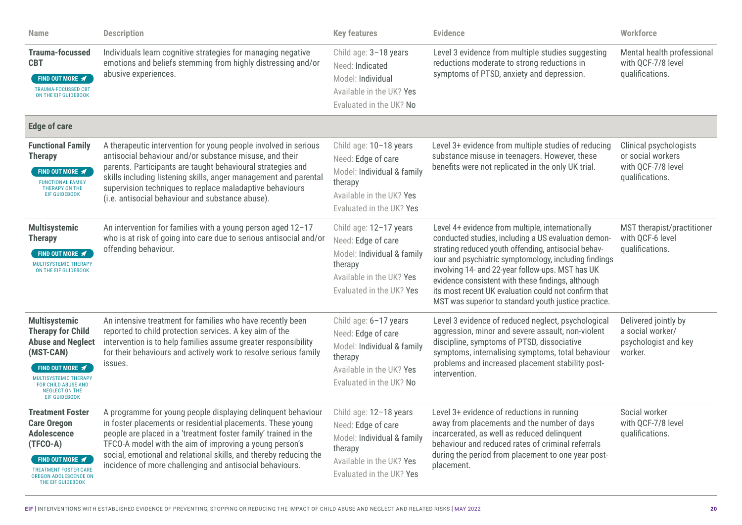| Name | Description | Key features | Evidence | Workforce |
|---|---|---|---|---|
| **Trauma-focussed CBT** FIND OUT MORE TRAUMA-FOCUSSED CBT ON THE EIF GUIDEBOOK | Individuals learn cognitive strategies for managing negative emotions and beliefs stemming from highly distressing and/or abusive experiences. | Child age: 3–18 years<br>Need: Indicated<br>Model: Individual<br>Available in the UK? Yes<br>Evaluated in the UK? No | Level 3 evidence from multiple studies suggesting reductions moderate to strong reductions in symptoms of PTSD, anxiety and depression. | Mental health professional with QCF-7/8 level qualifications. |
| **Edge of care** | | | | |
| **Functional Family Therapy** FIND OUT MORE FUNCTIONAL FAMILY THERAPY ON THE EIF GUIDEBOOK | A therapeutic intervention for young people involved in serious antisocial behaviour and/or substance misuse, and their parents. Participants are taught behavioural strategies and skills including listening skills, anger management and parental supervision techniques to replace maladaptive behaviours (i.e. antisocial behaviour and substance abuse). | Child age: 10–18 years<br>Need: Edge of care<br>Model: Individual & family therapy<br>Available in the UK? Yes<br>Evaluated in the UK? Yes | Level 3+ evidence from multiple studies of reducing substance misuse in teenagers. However, these benefits were not replicated in the only UK trial. | Clinical psychologists or social workers with QCF-7/8 level qualifications. |
| **Multisystemic Therapy** FIND OUT MORE MULTISYSTEMIC THERAPY ON THE EIF GUIDEBOOK | An intervention for families with a young person aged 12–17 who is at risk of going into care due to serious antisocial and/or offending behaviour. | Child age: 12–17 years<br>Need: Edge of care<br>Model: Individual & family therapy<br>Available in the UK? Yes<br>Evaluated in the UK? Yes | Level 4+ evidence from multiple, internationally conducted studies, including a US evaluation demonstrating reduced youth offending, antisocial behaviour and psychiatric symptomology, including findings involving 14- and 22-year follow-ups. MST has UK evidence consistent with these findings, although its most recent UK evaluation could not confirm that MST was superior to standard youth justice practice. | MST therapist/practitioner with QCF-6 level qualifications. |
| **Multisystemic Therapy for Child Abuse and Neglect (MST-CAN)** FIND OUT MORE MULTISYSTEMIC THERAPY FOR CHILD ABUSE AND NEGLECT ON THE EIF GUIDEBOOK | An intensive treatment for families who have recently been reported to child protection services. A key aim of the intervention is to help families assume greater responsibility for their behaviours and actively work to resolve serious family issues. | Child age: 6–17 years<br>Need: Edge of care<br>Model: Individual & family therapy<br>Available in the UK? Yes<br>Evaluated in the UK? No | Level 3 evidence of reduced neglect, psychological aggression, minor and severe assault, non-violent discipline, symptoms of PTSD, dissociative symptoms, internalising symptoms, total behaviour problems and increased placement stability post-intervention. | Delivered jointly by a social worker/ psychologist and key worker. |
| **Treatment Foster Care Oregon Adolescence (TFCO-A)** FIND OUT MORE TREATMENT FOSTER CARE OREGON ADOLESCENCE ON THE EIF GUIDEBOOK | A programme for young people displaying delinquent behaviour in foster placements or residential placements. These young people are placed in a 'treatment foster family' trained in the TFCO-A model with the aim of improving a young person's social, emotional and relational skills, and thereby reducing the incidence of more challenging and antisocial behaviours. | Child age: 12–18 years<br>Need: Edge of care<br>Model: Individual & family therapy<br>Available in the UK? Yes<br>Evaluated in the UK? Yes | Level 3+ evidence of reductions in running away from placements and the number of days incarcerated, as well as reduced delinquent behaviour and reduced rates of criminal referrals during the period from placement to one year post-placement. | Social worker with QCF-7/8 level qualifications. |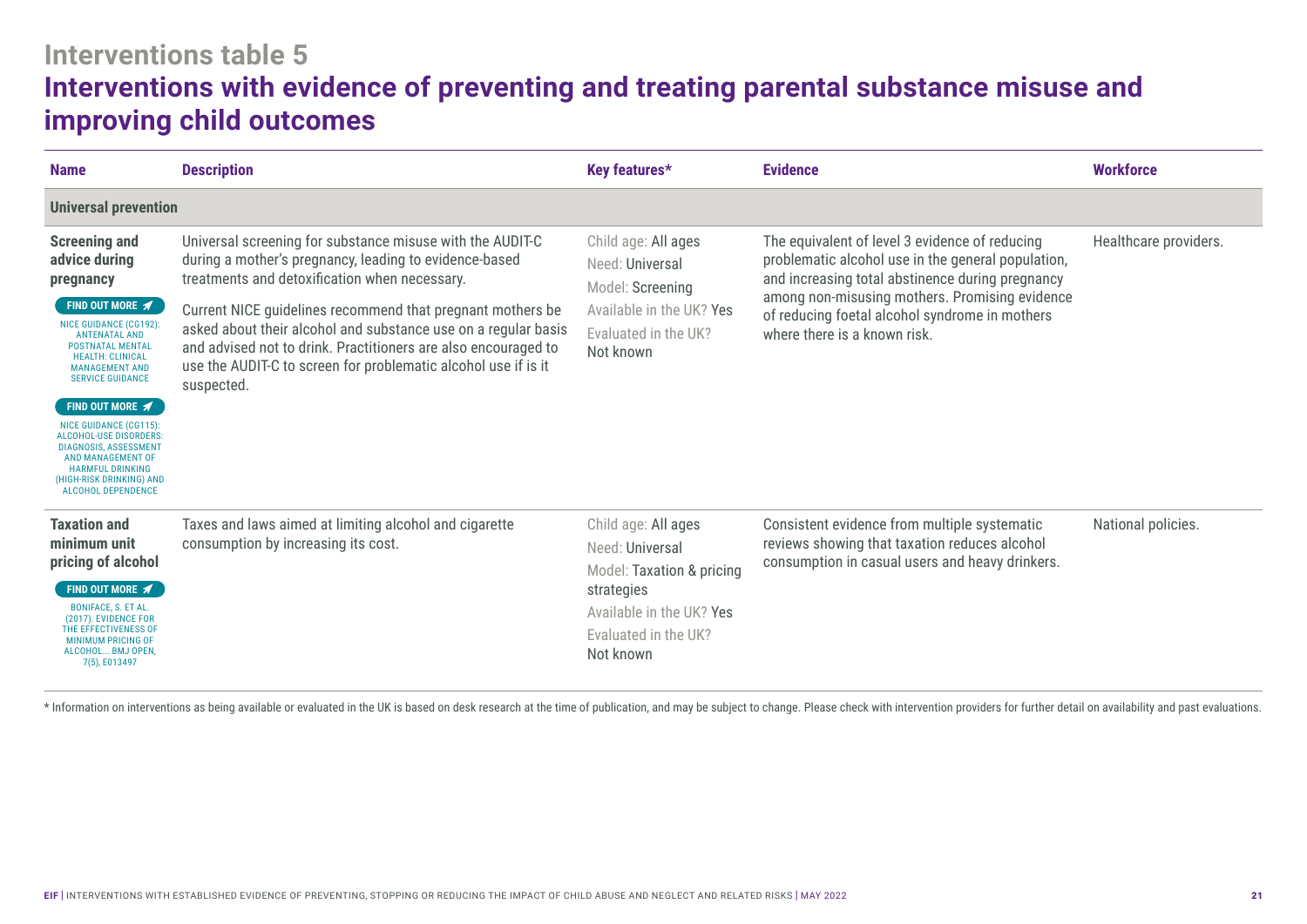## Interventions table 5

# Interventions with evidence of preventing and treating parental substance misuse and improving child outcomes

| Name | Description | Key features* | Evidence | Workforce |
|---|---|---|---|---|
| **Universal prevention** | | | | |
| **Screening and advice during pregnancy**<br>FIND OUT MORE<br>NICE GUIDANCE (CG192): ANTENATAL AND POSTNATAL MENTAL HEALTH: CLINICAL MANAGEMENT AND SERVICE GUIDANCE<br>FIND OUT MORE<br>NICE GUIDANCE (CG115): ALCOHOL-USE DISORDERS: DIAGNOSIS, ASSESSMENT AND MANAGEMENT OF HARMFUL DRINKING (HIGH-RISK DRINKING) AND ALCOHOL DEPENDENCE | Universal screening for substance misuse with the AUDIT-C during a mother's pregnancy, leading to evidence-based treatments and detoxification when necessary.<br>Current NICE guidelines recommend that pregnant mothers be asked about their alcohol and substance use on a regular basis and advised not to drink. Practitioners are also encouraged to use the AUDIT-C to screen for problematic alcohol use if is it suspected. | Child age: All ages<br>Need: Universal<br>Model: Screening<br>Available in the UK? Yes<br>Evaluated in the UK? Not known | The equivalent of level 3 evidence of reducing problematic alcohol use in the general population, and increasing total abstinence during pregnancy among non-misusing mothers. Promising evidence of reducing foetal alcohol syndrome in mothers where there is a known risk. | Healthcare providers. |
| **Taxation and minimum unit pricing of alcohol**<br>FIND OUT MORE<br>BONIFACE, S. ET AL. (2017). EVIDENCE FOR THE EFFECTIVENESS OF MINIMUM PRICING OF ALCOHOL... BMJ OPEN, 7(5), E013497 | Taxes and laws aimed at limiting alcohol and cigarette consumption by increasing its cost. | Child age: All ages<br>Need: Universal<br>Model: Taxation & pricing strategies<br>Available in the UK? Yes<br>Evaluated in the UK? Not known | Consistent evidence from multiple systematic reviews showing that taxation reduces alcohol consumption in casual users and heavy drinkers. | National policies. |

* Information on interventions as being available or evaluated in the UK is based on desk research at the time of publication, and may be subject to change. Please check with intervention providers for further detail on availability and past evaluations.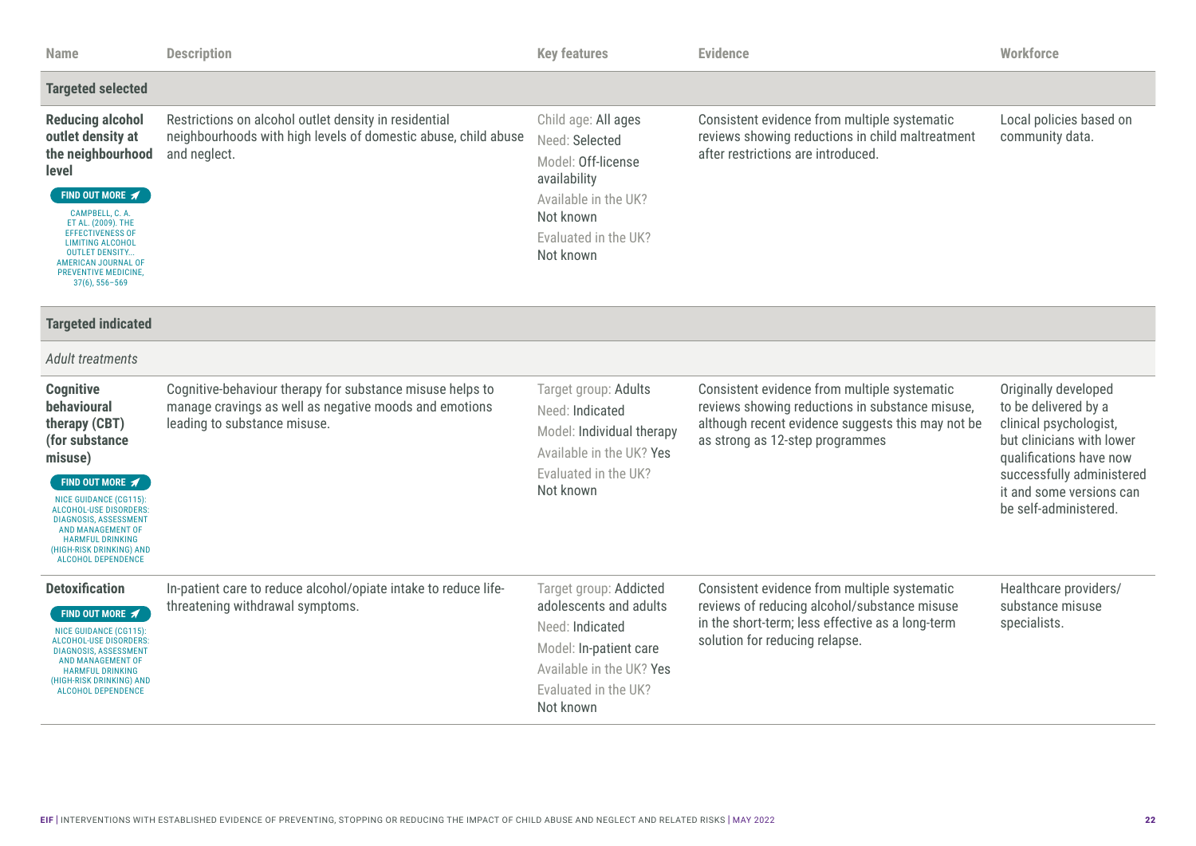| Name | Description | Key features | Evidence | Workforce |
|---|---|---|---|---|
| **Targeted selected** | | | | |
| **Reducing alcohol outlet density at the neighbourhood level** <br> FIND OUT MORE <br> CAMPBELL, C. A. ET AL. (2009). THE EFFECTIVENESS OF LIMITING ALCOHOL OUTLET DENSITY... AMERICAN JOURNAL OF PREVENTIVE MEDICINE, 37(6), 556–569 | Restrictions on alcohol outlet density in residential neighbourhoods with high levels of domestic abuse, child abuse and neglect. | Child age: All ages <br> Need: Selected <br> Model: Off-license availability <br> Available in the UK? Not known <br> Evaluated in the UK? Not known | Consistent evidence from multiple systematic reviews showing reductions in child maltreatment after restrictions are introduced. | Local policies based on community data. |
| **Targeted indicated** | | | | |
| *Adult treatments* | | | | |
| **Cognitive behavioural therapy (CBT) (for substance misuse)** <br> FIND OUT MORE <br> NICE GUIDANCE (CG115): ALCOHOL-USE DISORDERS: DIAGNOSIS, ASSESSMENT AND MANAGEMENT OF HARMFUL DRINKING (HIGH-RISK DRINKING) AND ALCOHOL DEPENDENCE | Cognitive-behaviour therapy for substance misuse helps to manage cravings as well as negative moods and emotions leading to substance misuse. | Target group: Adults <br> Need: Indicated <br> Model: Individual therapy <br> Available in the UK? Yes <br> Evaluated in the UK? Not known | Consistent evidence from multiple systematic reviews showing reductions in substance misuse, although recent evidence suggests this may not be as strong as 12-step programmes | Originally developed to be delivered by a clinical psychologist, but clinicians with lower qualifications have now successfully administered it and some versions can be self-administered. |
| **Detoxification** <br> FIND OUT MORE <br> NICE GUIDANCE (CG115): ALCOHOL-USE DISORDERS: DIAGNOSIS, ASSESSMENT AND MANAGEMENT OF HARMFUL DRINKING (HIGH-RISK DRINKING) AND ALCOHOL DEPENDENCE | In-patient care to reduce alcohol/opiate intake to reduce life-threatening withdrawal symptoms. | Target group: Addicted adolescents and adults <br> Need: Indicated <br> Model: In-patient care <br> Available in the UK? Yes <br> Evaluated in the UK? Not known | Consistent evidence from multiple systematic reviews of reducing alcohol/substance misuse in the short-term; less effective as a long-term solution for reducing relapse. | Healthcare providers/ substance misuse specialists. |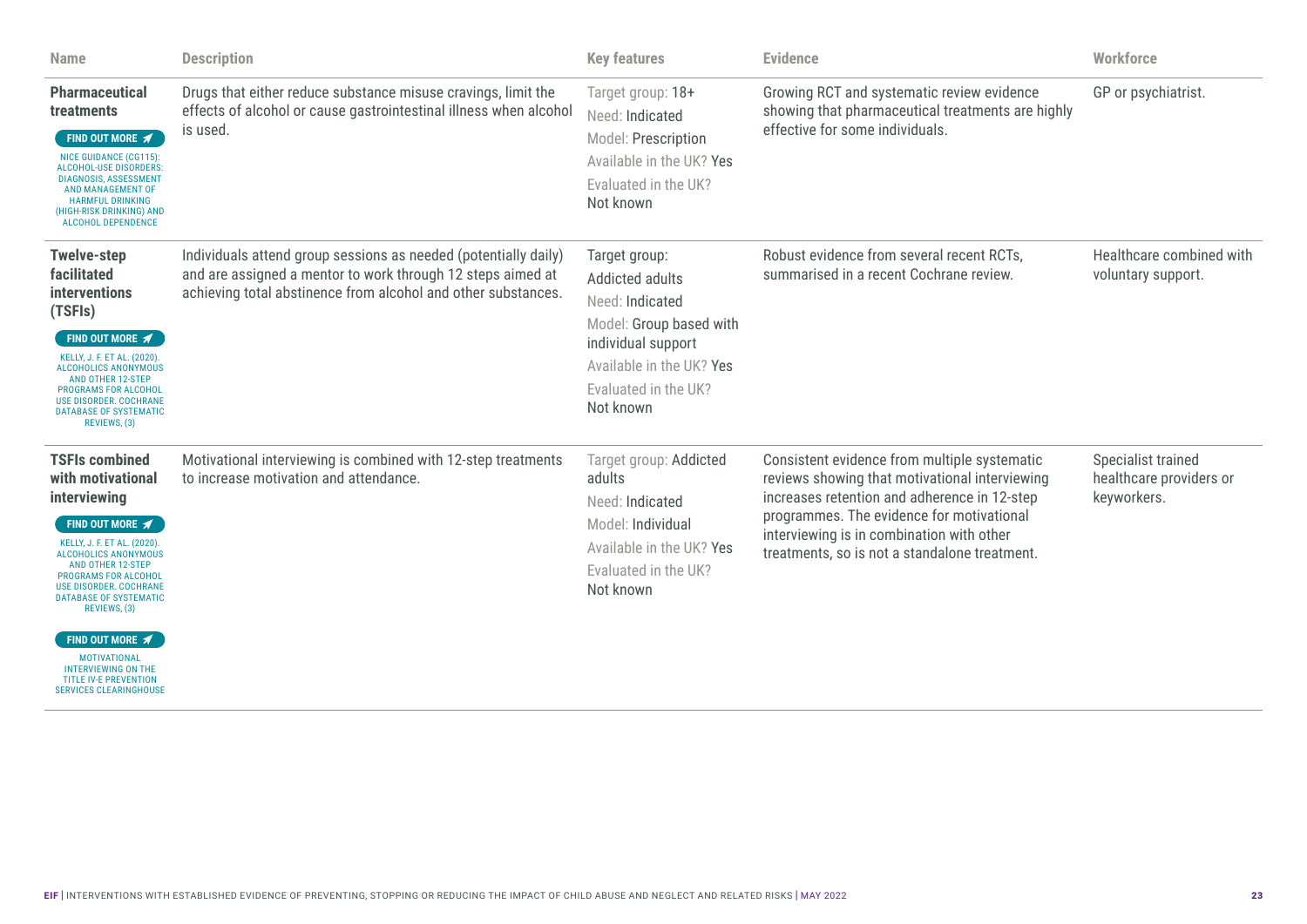| Name | Description | Key features | Evidence | Workforce |
|---|---|---|---|---|
| **Pharmaceutical treatments** FIND OUT MORE NICE GUIDANCE (CG115): ALCOHOL-USE DISORDERS: DIAGNOSIS, ASSESSMENT AND MANAGEMENT OF HARMFUL DRINKING (HIGH-RISK DRINKING) AND ALCOHOL DEPENDENCE | Drugs that either reduce substance misuse cravings, limit the effects of alcohol or cause gastrointestinal illness when alcohol is used. | Target group: 18+<br>Need: Indicated<br>Model: Prescription<br>Available in the UK? Yes<br>Evaluated in the UK? Not known | Growing RCT and systematic review evidence showing that pharmaceutical treatments are highly effective for some individuals. | GP or psychiatrist. |
| **Twelve-step facilitated interventions (TSFIs)** FIND OUT MORE KELLY, J. F. ET AL. (2020). ALCOHOLICS ANONYMOUS AND OTHER 12-STEP PROGRAMS FOR ALCOHOL USE DISORDER. COCHRANE DATABASE OF SYSTEMATIC REVIEWS, (3) | Individuals attend group sessions as needed (potentially daily) and are assigned a mentor to work through 12 steps aimed at achieving total abstinence from alcohol and other substances. | Target group: Addicted adults<br>Need: Indicated<br>Model: Group based with individual support<br>Available in the UK? Yes<br>Evaluated in the UK? Not known | Robust evidence from several recent RCTs, summarised in a recent Cochrane review. | Healthcare combined with voluntary support. |
| **TSFIs combined with motivational interviewing** FIND OUT MORE KELLY, J. F. ET AL. (2020). ALCOHOLICS ANONYMOUS AND OTHER 12-STEP PROGRAMS FOR ALCOHOL USE DISORDER. COCHRANE DATABASE OF SYSTEMATIC REVIEWS, (3) FIND OUT MORE MOTIVATIONAL INTERVIEWING ON THE TITLE IV-E PREVENTION SERVICES CLEARINGHOUSE | Motivational interviewing is combined with 12-step treatments to increase motivation and attendance. | Target group: Addicted adults<br>Need: Indicated<br>Model: Individual<br>Available in the UK? Yes<br>Evaluated in the UK? Not known | Consistent evidence from multiple systematic reviews showing that motivational interviewing increases retention and adherence in 12-step programmes. The evidence for motivational interviewing is in combination with other treatments, so is not a standalone treatment. | Specialist trained healthcare providers or keyworkers. |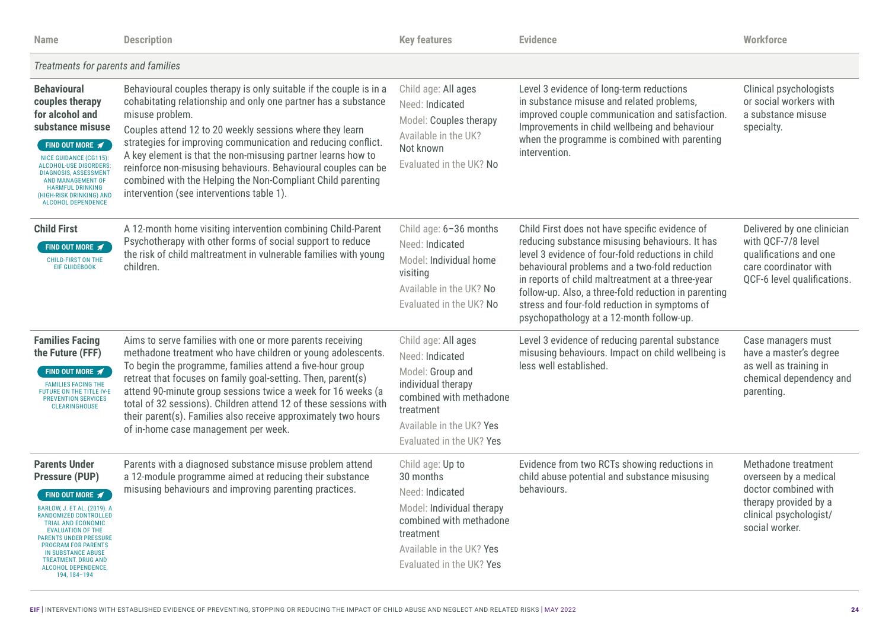| Name | Description | Key features | Evidence | Workforce |
|---|---|---|---|---|
| *Treatments for parents and families* | | | | |
| **Behavioural couples therapy for alcohol and substance misuse** FIND OUT MORE: NICE GUIDANCE (CG115): ALCOHOL-USE DISORDERS: DIAGNOSIS, ASSESSMENT AND MANAGEMENT OF HARMFUL DRINKING (HIGH-RISK DRINKING) AND ALCOHOL DEPENDENCE | Behavioural couples therapy is only suitable if the couple is in a cohabitating relationship and only one partner has a substance misuse problem. Couples attend 12 to 20 weekly sessions where they learn strategies for improving communication and reducing conflict. A key element is that the non-misusing partner learns how to reinforce non-misusing behaviours. Behavioural couples can be combined with the Helping the Non-Compliant Child parenting intervention (see interventions table 1). | Child age: All ages<br>Need: Indicated<br>Model: Couples therapy<br>Available in the UK? Not known<br>Evaluated in the UK? No | Level 3 evidence of long-term reductions in substance misuse and related problems, improved couple communication and satisfaction. Improvements in child wellbeing and behaviour when the programme is combined with parenting intervention. | Clinical psychologists or social workers with a substance misuse specialty. |
| **Child First** FIND OUT MORE: CHILD-FIRST ON THE EIF GUIDEBOOK | A 12-month home visiting intervention combining Child-Parent Psychotherapy with other forms of social support to reduce the risk of child maltreatment in vulnerable families with young children. | Child age: 6–36 months<br>Need: Indicated<br>Model: Individual home visiting<br>Available in the UK? No<br>Evaluated in the UK? No | Child First does not have specific evidence of reducing substance misusing behaviours. It has level 3 evidence of four-fold reductions in child behavioural problems and a two-fold reduction in reports of child maltreatment at a three-year follow-up. Also, a three-fold reduction in parenting stress and four-fold reduction in symptoms of psychopathology at a 12-month follow-up. | Delivered by one clinician with QCF-7/8 level qualifications and one care coordinator with QCF-6 level qualifications. |
| **Families Facing the Future (FFF)** FIND OUT MORE: FAMILIES FACING THE FUTURE ON THE TITLE IV-E PREVENTION SERVICES CLEARINGHOUSE | Aims to serve families with one or more parents receiving methadone treatment who have children or young adolescents. To begin the programme, families attend a five-hour group retreat that focuses on family goal-setting. Then, parent(s) attend 90-minute group sessions twice a week for 16 weeks (a total of 32 sessions). Children attend 12 of these sessions with their parent(s). Families also receive approximately two hours of in-home case management per week. | Child age: All ages<br>Need: Indicated<br>Model: Group and individual therapy combined with methadone treatment<br>Available in the UK? Yes<br>Evaluated in the UK? Yes | Level 3 evidence of reducing parental substance misusing behaviours. Impact on child wellbeing is less well established. | Case managers must have a master's degree as well as training in chemical dependency and parenting. |
| **Parents Under Pressure (PUP)** FIND OUT MORE: BARLOW, J. ET AL. (2019). A RANDOMIZED CONTROLLED TRIAL AND ECONOMIC EVALUATION OF THE PARENTS UNDER PRESSURE PROGRAM FOR PARENTS IN SUBSTANCE ABUSE TREATMENT. DRUG AND ALCOHOL DEPENDENCE, 194, 184–194 | Parents with a diagnosed substance misuse problem attend a 12-module programme aimed at reducing their substance misusing behaviours and improving parenting practices. | Child age: Up to 30 months<br>Need: Indicated<br>Model: Individual therapy combined with methadone treatment<br>Available in the UK? Yes<br>Evaluated in the UK? Yes | Evidence from two RCTs showing reductions in child abuse potential and substance misusing behaviours. | Methadone treatment overseen by a medical doctor combined with therapy provided by a clinical psychologist/ social worker. |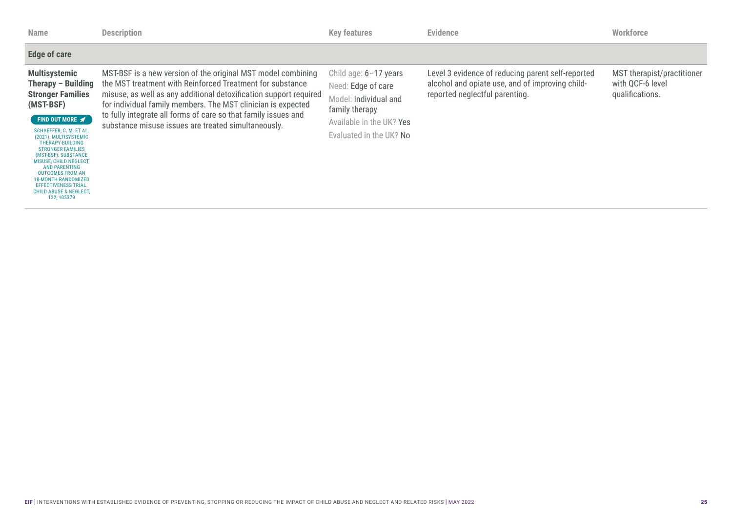| Name | Description | Key features | Evidence | Workforce |
|---|---|---|---|---|
| **Edge of care** | | | | |
| **Multisystemic Therapy – Building Stronger Families (MST-BSF)** FIND OUT MORE SCHAEFFER, C. M. ET AL. (2021). MULTISYSTEMIC THERAPY-BUILDING STRONGER FAMILIES (MST-BSF): SUBSTANCE MISUSE, CHILD NEGLECT, AND PARENTING OUTCOMES FROM AN 18-MONTH RANDOMIZED EFFECTIVENESS TRIAL. CHILD ABUSE & NEGLECT, 122, 105379 | MST-BSF is a new version of the original MST model combining the MST treatment with Reinforced Treatment for substance misuse, as well as any additional detoxification support required for individual family members. The MST clinician is expected to fully integrate all forms of care so that family issues and substance misuse issues are treated simultaneously. | Child age: 6–17 years<br>Need: Edge of care<br>Model: Individual and family therapy<br>Available in the UK? Yes<br>Evaluated in the UK? No | Level 3 evidence of reducing parent self-reported alcohol and opiate use, and of improving child-reported neglectful parenting. | MST therapist/practitioner with QCF-6 level qualifications. |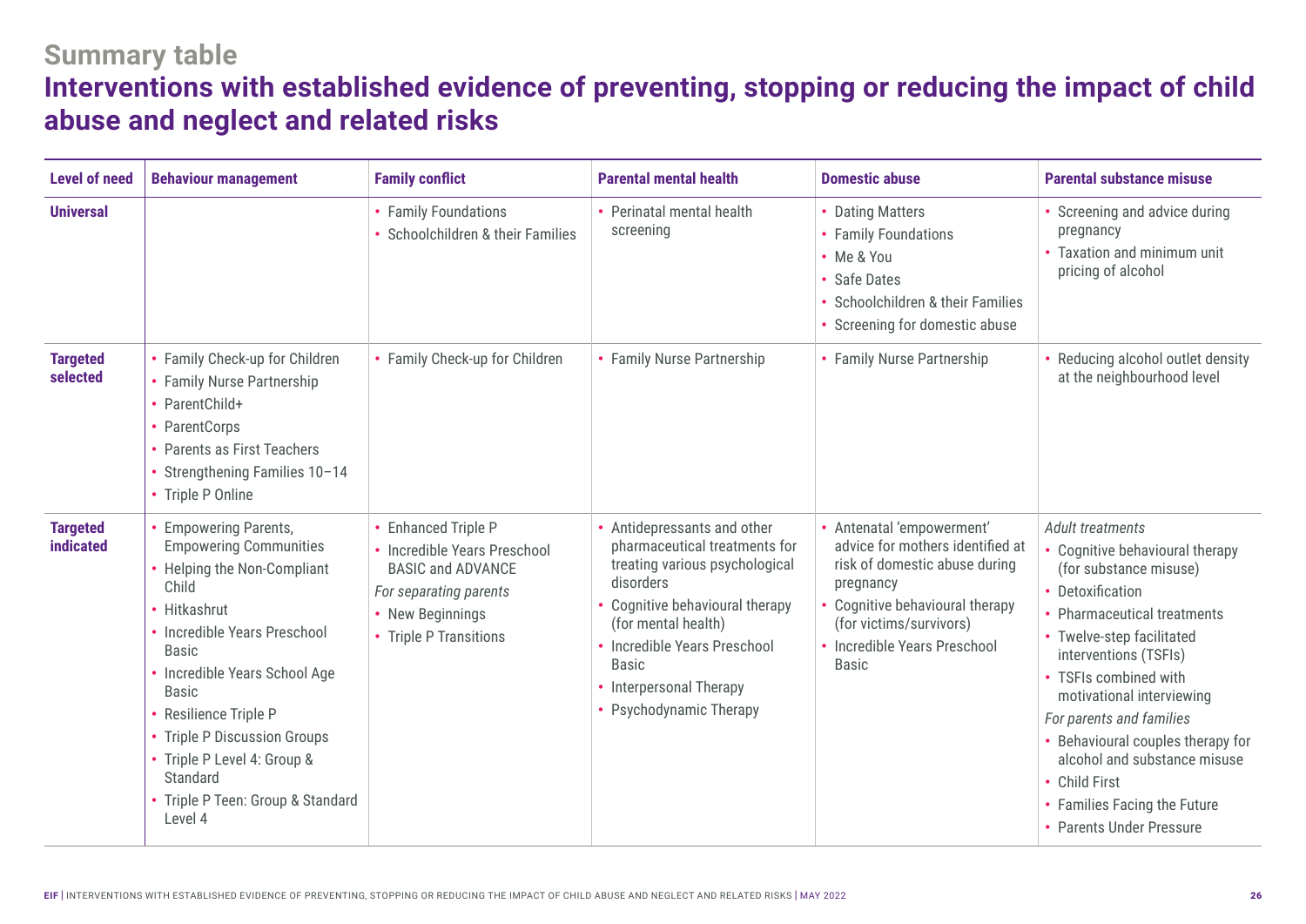## Summary table

# Interventions with established evidence of preventing, stopping or reducing the impact of child abuse and neglect and related risks

| Level of need | Behaviour management | Family conflict | Parental mental health | Domestic abuse | Parental substance misuse |
|---|---|---|---|---|---|
| **Universal** | | • Family Foundations<br>• Schoolchildren & their Families | • Perinatal mental health screening | • Dating Matters<br>• Family Foundations<br>• Me & You<br>• Safe Dates<br>• Schoolchildren & their Families<br>• Screening for domestic abuse | • Screening and advice during pregnancy<br>• Taxation and minimum unit pricing of alcohol |
| **Targeted selected** | • Family Check-up for Children<br>• Family Nurse Partnership<br>• ParentChild+<br>• ParentCorps<br>• Parents as First Teachers<br>• Strengthening Families 10–14<br>• Triple P Online | • Family Check-up for Children | • Family Nurse Partnership | • Family Nurse Partnership | • Reducing alcohol outlet density at the neighbourhood level |
| **Targeted indicated** | • Empowering Parents, Empowering Communities<br>• Helping the Non-Compliant Child<br>• Hitkashrut<br>• Incredible Years Preschool Basic<br>• Incredible Years School Age Basic<br>• Resilience Triple P<br>• Triple P Discussion Groups<br>• Triple P Level 4: Group & Standard<br>• Triple P Teen: Group & Standard Level 4 | • Enhanced Triple P<br>• Incredible Years Preschool BASIC and ADVANCE<br>*For separating parents*<br>• New Beginnings<br>• Triple P Transitions | • Antidepressants and other pharmaceutical treatments for treating various psychological disorders<br>• Cognitive behavioural therapy (for mental health)<br>• Incredible Years Preschool Basic<br>• Interpersonal Therapy<br>• Psychodynamic Therapy | • Antenatal 'empowerment' advice for mothers identified at risk of domestic abuse during pregnancy<br>• Cognitive behavioural therapy (for victims/survivors)<br>• Incredible Years Preschool Basic | *Adult treatments*<br>• Cognitive behavioural therapy (for substance misuse)<br>• Detoxification<br>• Pharmaceutical treatments<br>• Twelve-step facilitated interventions (TSFIs)<br>• TSFIs combined with motivational interviewing<br>*For parents and families*<br>• Behavioural couples therapy for alcohol and substance misuse<br>• Child First<br>• Families Facing the Future<br>• Parents Under Pressure |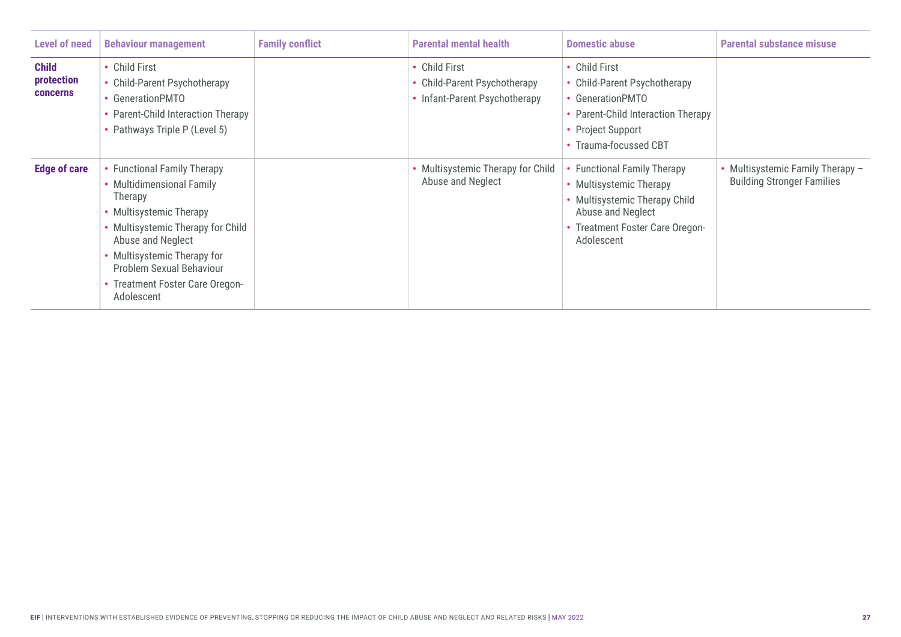| Level of need | Behaviour management | Family conflict | Parental mental health | Domestic abuse | Parental substance misuse |
|---|---|---|---|---|---|
| **Child protection concerns** | • Child First<br>• Child-Parent Psychotherapy<br>• GenerationPMTO<br>• Parent-Child Interaction Therapy<br>• Pathways Triple P (Level 5) | | • Child First<br>• Child-Parent Psychotherapy<br>• Infant-Parent Psychotherapy | • Child First<br>• Child-Parent Psychotherapy<br>• GenerationPMTO<br>• Parent-Child Interaction Therapy<br>• Project Support<br>• Trauma-focussed CBT | |
| **Edge of care** | • Functional Family Therapy<br>• Multidimensional Family Therapy<br>• Multisystemic Therapy<br>• Multisystemic Therapy for Child Abuse and Neglect<br>• Multisystemic Therapy for Problem Sexual Behaviour<br>• Treatment Foster Care Oregon-Adolescent | | • Multisystemic Therapy for Child Abuse and Neglect | • Functional Family Therapy<br>• Multisystemic Therapy<br>• Multisystemic Therapy Child Abuse and Neglect<br>• Treatment Foster Care Oregon-Adolescent | • Multisystemic Family Therapy – Building Stronger Families |